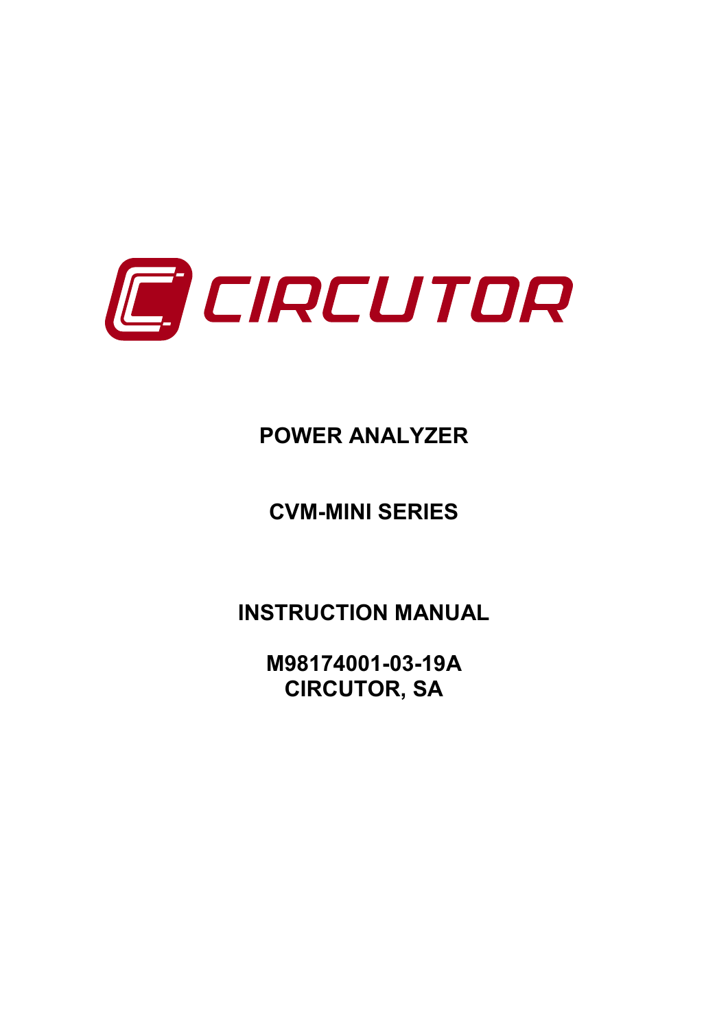CIRCUTOR

# POWER ANALYZER

# CVM-MINI SERIES

# INSTRUCTION MANUAL

**M98174001-03-19A**
**CIRCUTOR, SA**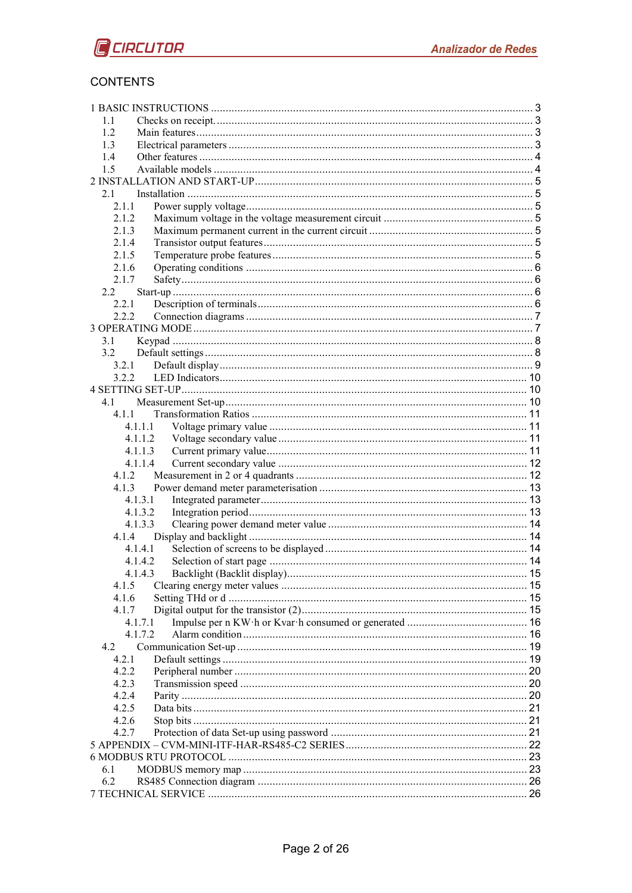# CONTENTS

1 BASIC INSTRUCTIONS ........ 3
- 1.1 Checks on receipt. ........ 3
- 1.2 Main features ........ 3
- 1.3 Electrical parameters ........ 3
- 1.4 Other features ........ 4
- 1.5 Available models ........ 4

2 INSTALLATION AND START-UP ........ 5
- 2.1 Installation ........ 5
  - 2.1.1 Power supply voltage ........ 5
  - 2.1.2 Maximum voltage in the voltage measurement circuit ........ 5
  - 2.1.3 Maximum permanent current in the current circuit ........ 5
  - 2.1.4 Transistor output features ........ 5
  - 2.1.5 Temperature probe features ........ 5
  - 2.1.6 Operating conditions ........ 6
  - 2.1.7 Safety ........ 6
- 2.2 Start-up ........ 6
  - 2.2.1 Description of terminals ........ 6
  - 2.2.2 Connection diagrams ........ 7

3 OPERATING MODE ........ 7
- 3.1 Keypad ........ 8
- 3.2 Default settings ........ 8
  - 3.2.1 Default display ........ 9
  - 3.2.2 LED Indicators ........ 10

4 SETTING SET-UP ........ 10
- 4.1 Measurement Set-up ........ 10
  - 4.1.1 Transformation Ratios ........ 11
    - 4.1.1.1 Voltage primary value ........ 11
    - 4.1.1.2 Voltage secondary value ........ 11
    - 4.1.1.3 Current primary value ........ 11
    - 4.1.1.4 Current secondary value ........ 12
  - 4.1.2 Measurement in 2 or 4 quadrants ........ 12
  - 4.1.3 Power demand meter parameterisation ........ 13
    - 4.1.3.1 Integrated parameter ........ 13
    - 4.1.3.2 Integration period ........ 13
    - 4.1.3.3 Clearing power demand meter value ........ 14
  - 4.1.4 Display and backlight ........ 14
    - 4.1.4.1 Selection of screens to be displayed ........ 14
    - 4.1.4.2 Selection of start page ........ 14
    - 4.1.4.3 Backlight (Backlit display) ........ 15
  - 4.1.5 Clearing energy meter values ........ 15
  - 4.1.6 Setting THd or d ........ 15
  - 4.1.7 Digital output for the transistor (2) ........ 15
    - 4.1.7.1 Impulse per n KW·h or Kvar·h consumed or generated ........ 16
    - 4.1.7.2 Alarm condition ........ 16
- 4.2 Communication Set-up ........ 19
  - 4.2.1 Default settings ........ 19
  - 4.2.2 Peripheral number ........ 20
  - 4.2.3 Transmission speed ........ 20
  - 4.2.4 Parity ........ 20
  - 4.2.5 Data bits ........ 21
  - 4.2.6 Stop bits ........ 21
  - 4.2.7 Protection of data Set-up using password ........ 21

5 APPENDIX – CVM-MINI-ITF-HAR-RS485-C2 SERIES ........ 22

6 MODBUS RTU PROTOCOL ........ 23
- 6.1 MODBUS memory map ........ 23
- 6.2 RS485 Connection diagram ........ 26

7 TECHNICAL SERVICE ........ 26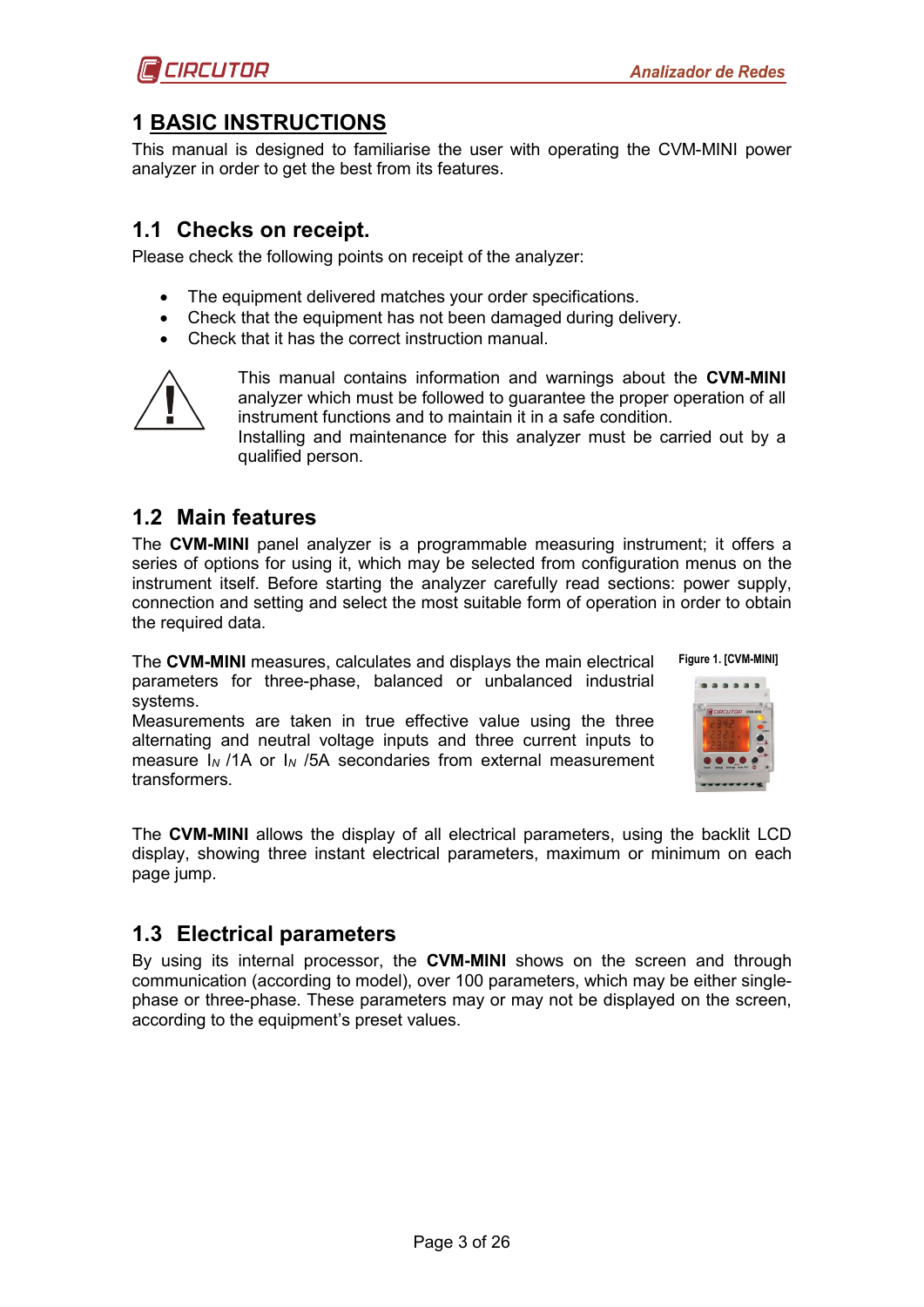# 1 BASIC INSTRUCTIONS

This manual is designed to familiarise the user with operating the CVM-MINI power analyzer in order to get the best from its features.

## 1.1 Checks on receipt.

Please check the following points on receipt of the analyzer:

- The equipment delivered matches your order specifications.
- Check that the equipment has not been damaged during delivery.
- Check that it has the correct instruction manual.

This manual contains information and warnings about the **CVM-MINI** analyzer which must be followed to guarantee the proper operation of all instrument functions and to maintain it in a safe condition.
Installing and maintenance for this analyzer must be carried out by a qualified person.

## 1.2 Main features

The **CVM-MINI** panel analyzer is a programmable measuring instrument; it offers a series of options for using it, which may be selected from configuration menus on the instrument itself. Before starting the analyzer carefully read sections: power supply, connection and setting and select the most suitable form of operation in order to obtain the required data.

The **CVM-MINI** measures, calculates and displays the main electrical parameters for three-phase, balanced or unbalanced industrial systems.
Measurements are taken in true effective value using the three alternating and neutral voltage inputs and three current inputs to measure $I_N$ /1A or $I_N$ /5A secondaries from external measurement transformers.

Figure 1. [CVM-MINI]

The **CVM-MINI** allows the display of all electrical parameters, using the backlit LCD display, showing three instant electrical parameters, maximum or minimum on each page jump.

## 1.3 Electrical parameters

By using its internal processor, the **CVM-MINI** shows on the screen and through communication (according to model), over 100 parameters, which may be either single-phase or three-phase. These parameters may or may not be displayed on the screen, according to the equipment's preset values.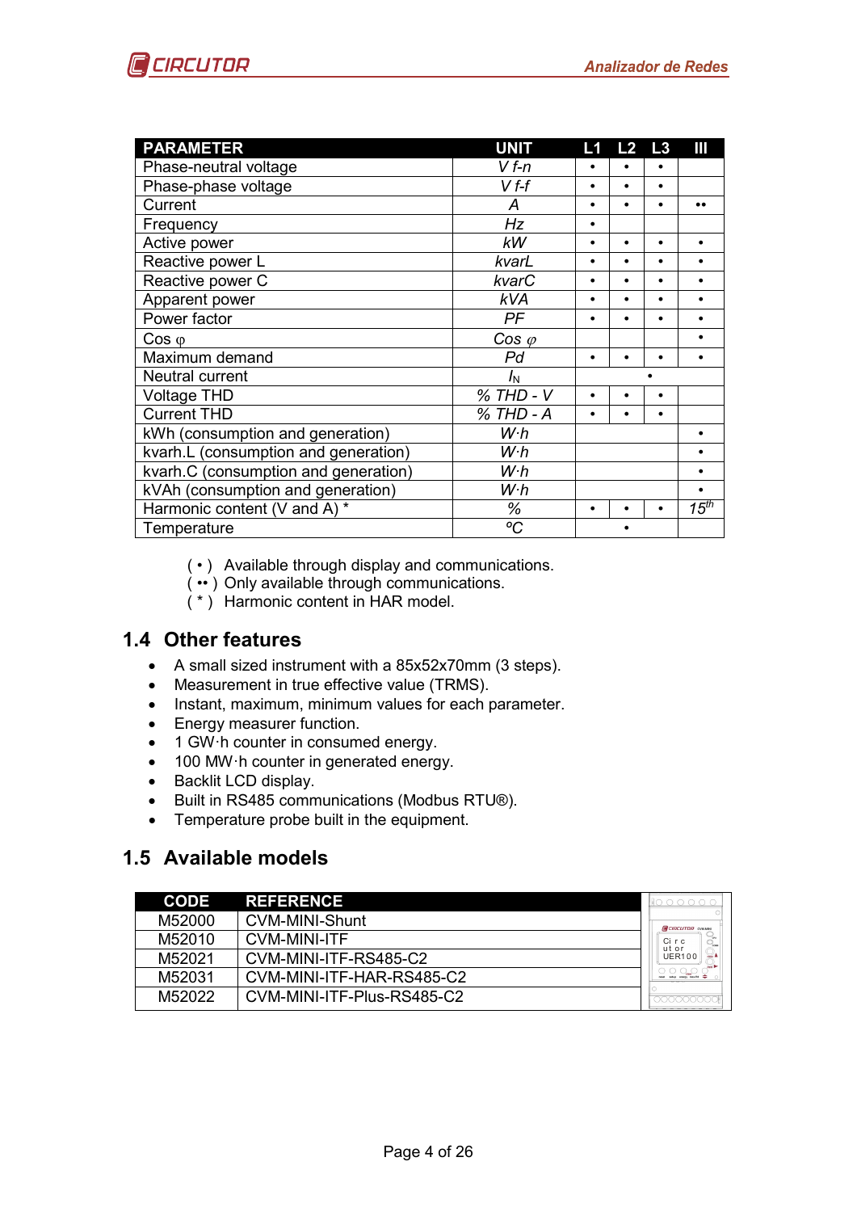| PARAMETER | UNIT | L1 | L2 | L3 | III |
|---|---|---|---|---|---|
| Phase-neutral voltage | *V f-n* | • | • | • | |
| Phase-phase voltage | *V f-f* | • | • | • | |
| Current | *A* | • | • | • | •• |
| Frequency | *Hz* | • | | | |
| Active power | *kW* | • | • | • | • |
| Reactive power L | *kvarL* | • | • | • | • |
| Reactive power C | *kvarC* | • | • | • | • |
| Apparent power | *kVA* | • | • | • | • |
| Power factor | *PF* | • | • | • | • |
| Cos φ | *Cos φ* | | | | • |
| Maximum demand | *Pd* | • | • | • | • |
| Neutral current | $I_N$ | | • | | |
| Voltage THD | *% THD - V* | • | • | • | |
| Current THD | *% THD - A* | • | • | • | |
| kWh (consumption and generation) | *W·h* | | | | • |
| kvarh.L (consumption and generation) | *W·h* | | | | • |
| kvarh.C (consumption and generation) | *W·h* | | | | • |
| kVAh (consumption and generation) | *W·h* | | | | • |
| Harmonic content (V and A) * | *%* | • | • | • | *15th* |
| Temperature | *ºC* | | • | | |

( • ) Available through display and communications.
( •• ) Only available through communications.
( * ) Harmonic content in HAR model.

## 1.4 Other features

- A small sized instrument with a 85x52x70mm (3 steps).
- Measurement in true effective value (TRMS).
- Instant, maximum, minimum values for each parameter.
- Energy measurer function.
- 1 GW·h counter in consumed energy.
- 100 MW·h counter in generated energy.
- Backlit LCD display.
- Built in RS485 communications (Modbus RTU®).
- Temperature probe built in the equipment.

## 1.5 Available models

| CODE | REFERENCE |
|---|---|
| M52000 | CVM-MINI-Shunt |
| M52010 | CVM-MINI-ITF |
| M52021 | CVM-MINI-ITF-RS485-C2 |
| M52031 | CVM-MINI-ITF-HAR-RS485-C2 |
| M52022 | CVM-MINI-ITF-Plus-RS485-C2 |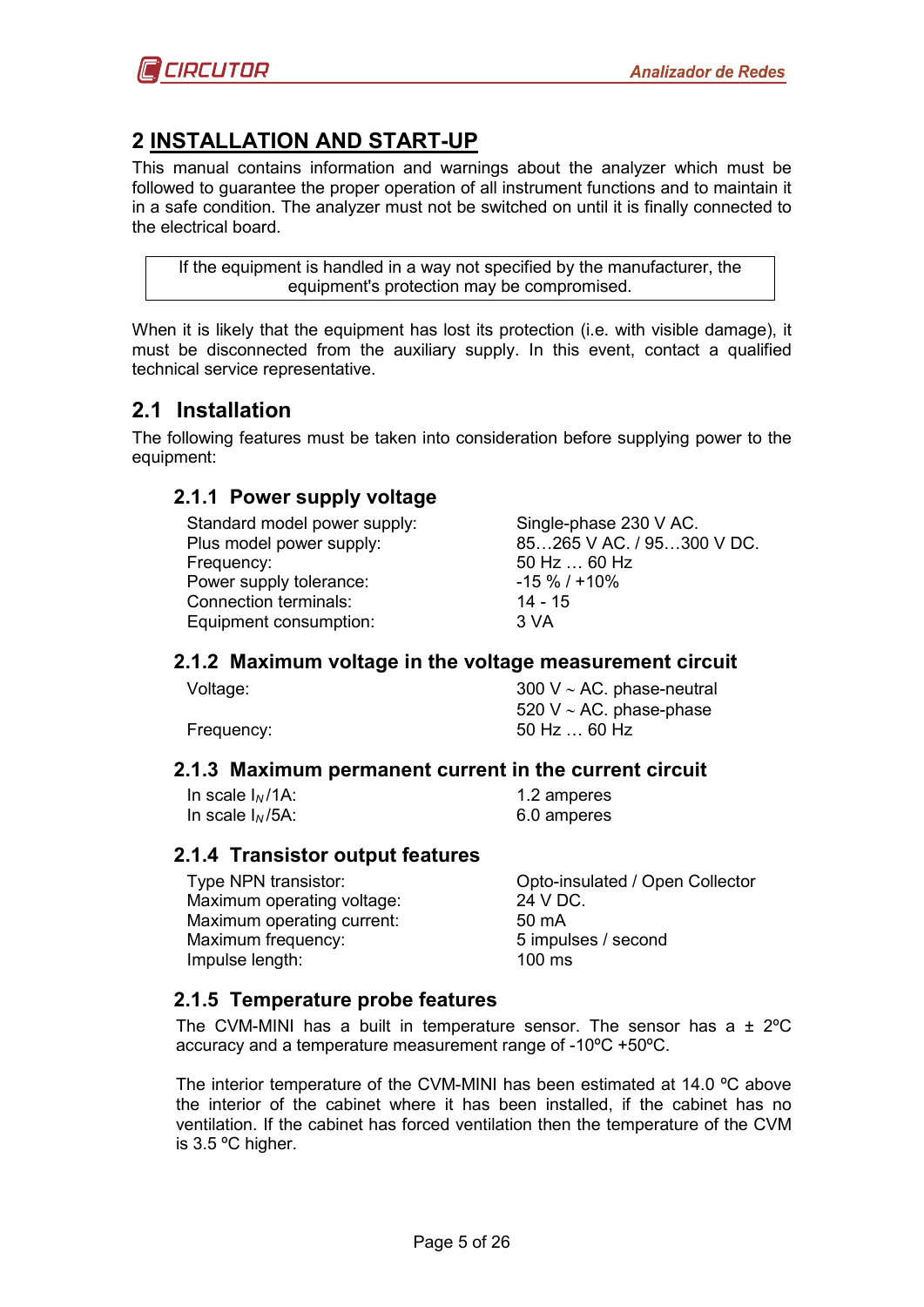# 2 INSTALLATION AND START-UP

This manual contains information and warnings about the analyzer which must be followed to guarantee the proper operation of all instrument functions and to maintain it in a safe condition. The analyzer must not be switched on until it is finally connected to the electrical board.

| If the equipment is handled in a way not specified by the manufacturer, the equipment's protection may be compromised. |
|---|

When it is likely that the equipment has lost its protection (i.e. with visible damage), it must be disconnected from the auxiliary supply. In this event, contact a qualified technical service representative.

## 2.1 Installation

The following features must be taken into consideration before supplying power to the equipment:

### 2.1.1 Power supply voltage

| | |
|---|---|
| Standard model power supply: | Single-phase 230 V AC. |
| Plus model power supply: | 85…265 V AC. / 95…300 V DC. |
| Frequency: | 50 Hz … 60 Hz |
| Power supply tolerance: | -15 % / +10% |
| Connection terminals: | 14 - 15 |
| Equipment consumption: | 3 VA |

### 2.1.2 Maximum voltage in the voltage measurement circuit

| | |
|---|---|
| Voltage: | 300 V ~ AC. phase-neutral |
| | 520 V ~ AC. phase-phase |
| Frequency: | 50 Hz … 60 Hz |

### 2.1.3 Maximum permanent current in the current circuit

| | |
|---|---|
| In scale $I_N$/1A: | 1.2 amperes |
| In scale $I_N$/5A: | 6.0 amperes |

### 2.1.4 Transistor output features

| | |
|---|---|
| Type NPN transistor: | Opto-insulated / Open Collector |
| Maximum operating voltage: | 24 V DC. |
| Maximum operating current: | 50 mA |
| Maximum frequency: | 5 impulses / second |
| Impulse length: | 100 ms |

### 2.1.5 Temperature probe features

The CVM-MINI has a built in temperature sensor. The sensor has a ± 2ºC accuracy and a temperature measurement range of -10ºC +50ºC.

The interior temperature of the CVM-MINI has been estimated at 14.0 ºC above the interior of the cabinet where it has been installed, if the cabinet has no ventilation. If the cabinet has forced ventilation then the temperature of the CVM is 3.5 ºC higher.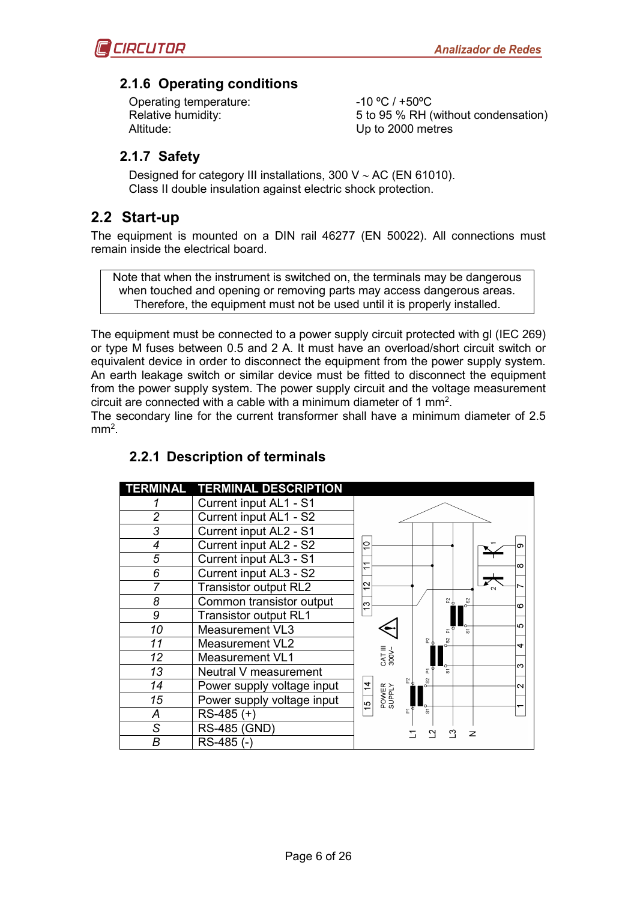### 2.1.6 Operating conditions

| | |
|---|---|
| Operating temperature: | -10 ºC / +50ºC |
| Relative humidity: | 5 to 95 % RH (without condensation) |
| Altitude: | Up to 2000 metres |

### 2.1.7 Safety

Designed for category III installations, 300 V ~ AC (EN 61010).
Class II double insulation against electric shock protection.

## 2.2 Start-up

The equipment is mounted on a DIN rail 46277 (EN 50022). All connections must remain inside the electrical board.

> Note that when the instrument is switched on, the terminals may be dangerous when touched and opening or removing parts may access dangerous areas. Therefore, the equipment must not be used until it is properly installed.

The equipment must be connected to a power supply circuit protected with gl (IEC 269) or type M fuses between 0.5 and 2 A. It must have an overload/short circuit switch or equivalent device in order to disconnect the equipment from the power supply system. An earth leakage switch or similar device must be fitted to disconnect the equipment from the power supply system. The power supply circuit and the voltage measurement circuit are connected with a cable with a minimum diameter of 1 mm$^2$.
The secondary line for the current transformer shall have a minimum diameter of 2.5 mm$^2$.

### 2.2.1 Description of terminals

| TERMINAL | TERMINAL DESCRIPTION |
|---|---|
| 1 | Current input AL1 - S1 |
| 2 | Current input AL1 - S2 |
| 3 | Current input AL2 - S1 |
| 4 | Current input AL2 - S2 |
| 5 | Current input AL3 - S1 |
| 6 | Current input AL3 - S2 |
| 7 | Transistor output RL2 |
| 8 | Common transistor output |
| 9 | Transistor output RL1 |
| 10 | Measurement VL3 |
| 11 | Measurement VL2 |
| 12 | Measurement VL1 |
| 13 | Neutral V measurement |
| 14 | Power supply voltage input |
| 15 | Power supply voltage input |
| A | RS-485 (+) |
| S | RS-485 (GND) |
| B | RS-485 (-) |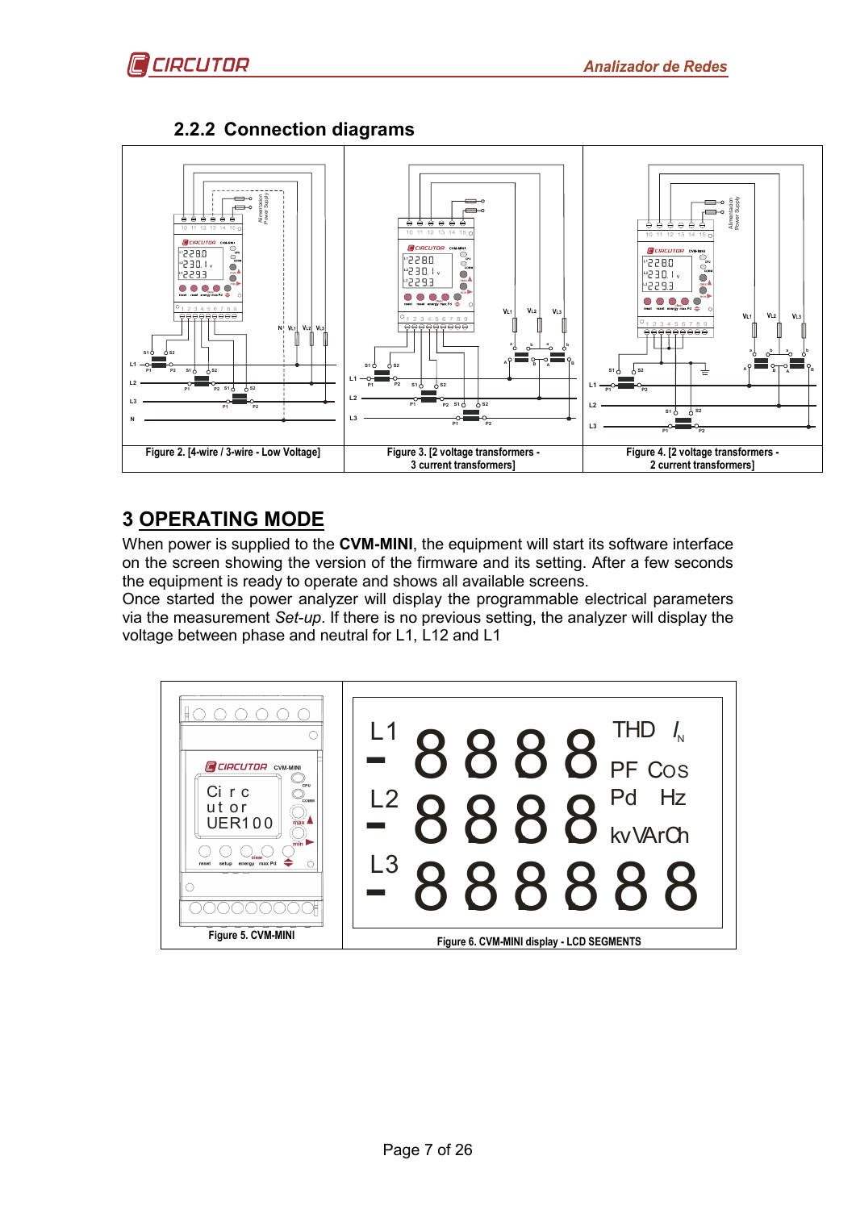### 2.2.2 Connection diagrams

Figure 2. [4-wire / 3-wire - Low Voltage]

Figure 3. [2 voltage transformers - 3 current transformers]

Figure 4. [2 voltage transformers - 2 current transformers]

## 3 OPERATING MODE

When power is supplied to the **CVM-MINI**, the equipment will start its software interface on the screen showing the version of the firmware and its setting. After a few seconds the equipment is ready to operate and shows all available screens.
Once started the power analyzer will display the programmable electrical parameters via the measurement *Set-up*. If there is no previous setting, the analyzer will display the voltage between phase and neutral for L1, L12 and L1

Figure 5. CVM-MINI

Figure 6. CVM-MINI display - LCD SEGMENTS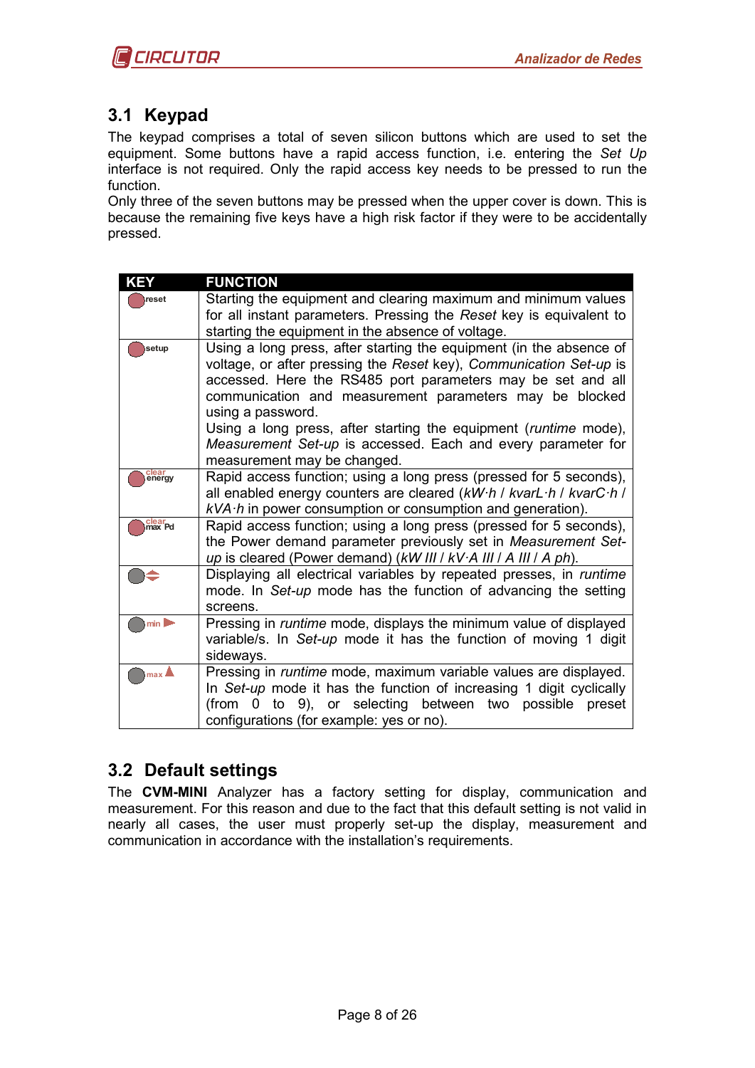## 3.1 Keypad

The keypad comprises a total of seven silicon buttons which are used to set the equipment. Some buttons have a rapid access function, i.e. entering the *Set Up* interface is not required. Only the rapid access key needs to be pressed to run the function.
Only three of the seven buttons may be pressed when the upper cover is down. This is because the remaining five keys have a high risk factor if they were to be accidentally pressed.

| KEY | FUNCTION |
|---|---|
| reset | Starting the equipment and clearing maximum and minimum values for all instant parameters. Pressing the *Reset* key is equivalent to starting the equipment in the absence of voltage. |
| setup | Using a long press, after starting the equipment (in the absence of voltage, or after pressing the *Reset* key), *Communication Set-up* is accessed. Here the RS485 port parameters may be set and all communication and measurement parameters may be blocked using a password.<br>Using a long press, after starting the equipment (*runtime* mode), *Measurement Set-up* is accessed. Each and every parameter for measurement may be changed. |
| clear energy | Rapid access function; using a long press (pressed for 5 seconds), all enabled energy counters are cleared (*kW·h* / *kvarL·h* / *kvarC·h* / *kVA·h* in power consumption or consumption and generation). |
| clear max Pd | Rapid access function; using a long press (pressed for 5 seconds), the Power demand parameter previously set in *Measurement Set-up* is cleared (Power demand) (*kW III* / *kV·A III* / *A III* / *A ph*). |
| ⬍ | Displaying all electrical variables by repeated presses, in *runtime* mode. In *Set-up* mode has the function of advancing the setting screens. |
| min ▶ | Pressing in *runtime* mode, displays the minimum value of displayed variable/s. In *Set-up* mode it has the function of moving 1 digit sideways. |
| max ▲ | Pressing in *runtime* mode, maximum variable values are displayed. In *Set-up* mode it has the function of increasing 1 digit cyclically (from 0 to 9), or selecting between two possible preset configurations (for example: yes or no). |

## 3.2 Default settings

The **CVM-MINI** Analyzer has a factory setting for display, communication and measurement. For this reason and due to the fact that this default setting is not valid in nearly all cases, the user must properly set-up the display, measurement and communication in accordance with the installation's requirements.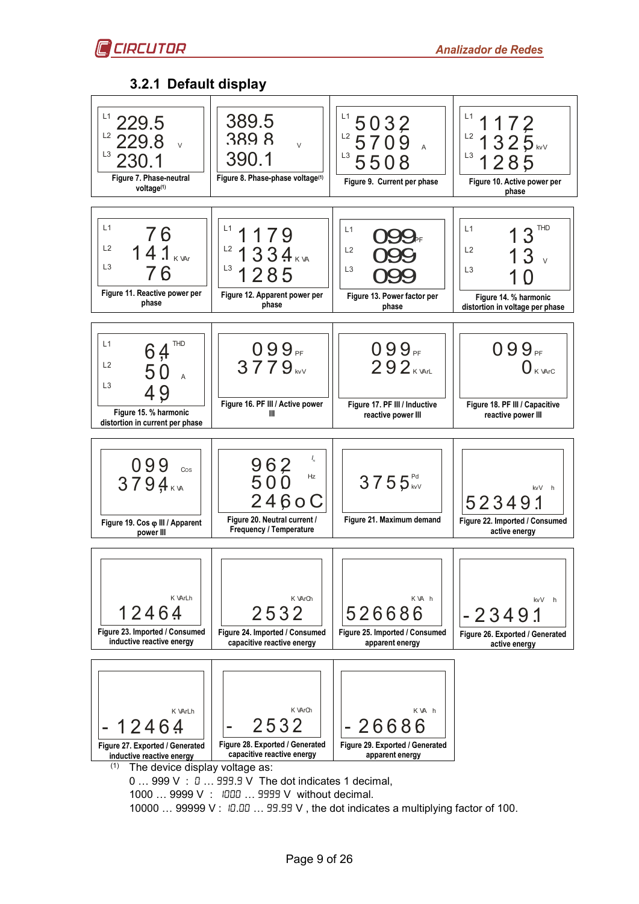### 3.2.1 Default display

| L1 229.5 / L2 229.8 / L3 230.1 V | 389.5 / 389.8 / 390.1 V | L1 5032 / L2 5709 / L3 5508 A | L1 1172 / L2 1325 / L3 1285 kvV |
|---|---|---|---|
| Figure 7. Phase-neutral voltage(1) | Figure 8. Phase-phase voltage(1) | Figure 9. Current per phase | Figure 10. Active power per phase |
| L1 76 / L2 141 / L3 76 K VAr | L1 1179 / L2 1334 / L3 1285 K VA | L1 099 / L2 099 / L3 099 PF | L1 13 / L2 13 / L3 10 THD V |
| Figure 11. Reactive power per phase | Figure 12. Apparent power per phase | Figure 13. Power factor per phase | Figure 14. % harmonic distortion in voltage per phase |
| L1 64 / L2 50 / L3 49 THD A | 099 PF / 3779 kvV | 099 PF / 292 K VArL | 099 PF / 0 K VArC |
| Figure 15. % harmonic distortion in current per phase | Figure 16. PF III / Active power III | Figure 17. PF III / Inductive reactive power III | Figure 18. PF III / Capacitive reactive power III |
| 099 Cos / 3794 K VA | 962 $I_N$ / 500 Hz / 246oC | 3755 Pd kvV | kvV h 523491 |
| Figure 19. Cos φ III / Apparent power III | Figure 20. Neutral current / Frequency / Temperature | Figure 21. Maximum demand | Figure 22. Imported / Consumed active energy |
| K VArLh 12464 | K VArCh 2532 | K VA h 526686 | kvV h -23491 |
| Figure 23. Imported / Consumed inductive reactive energy | Figure 24. Imported / Consumed capacitive reactive energy | Figure 25. Imported / Consumed apparent energy | Figure 26. Exported / Generated active energy |
| K VArLh - 12464 | K VArCh - 2532 | K VA h - 26686 | |
| Figure 27. Exported / Generated inductive reactive energy | Figure 28. Exported / Generated capacitive reactive energy | Figure 29. Exported / Generated apparent energy | |

(1) The device display voltage as:

0 … 999 V : 0 … 999.9 V The dot indicates 1 decimal,

1000 … 9999 V : 1000 … 9999 V without decimal.

10000 … 99999 V : 10.00 … 99.99 V , the dot indicates a multiplying factor of 100.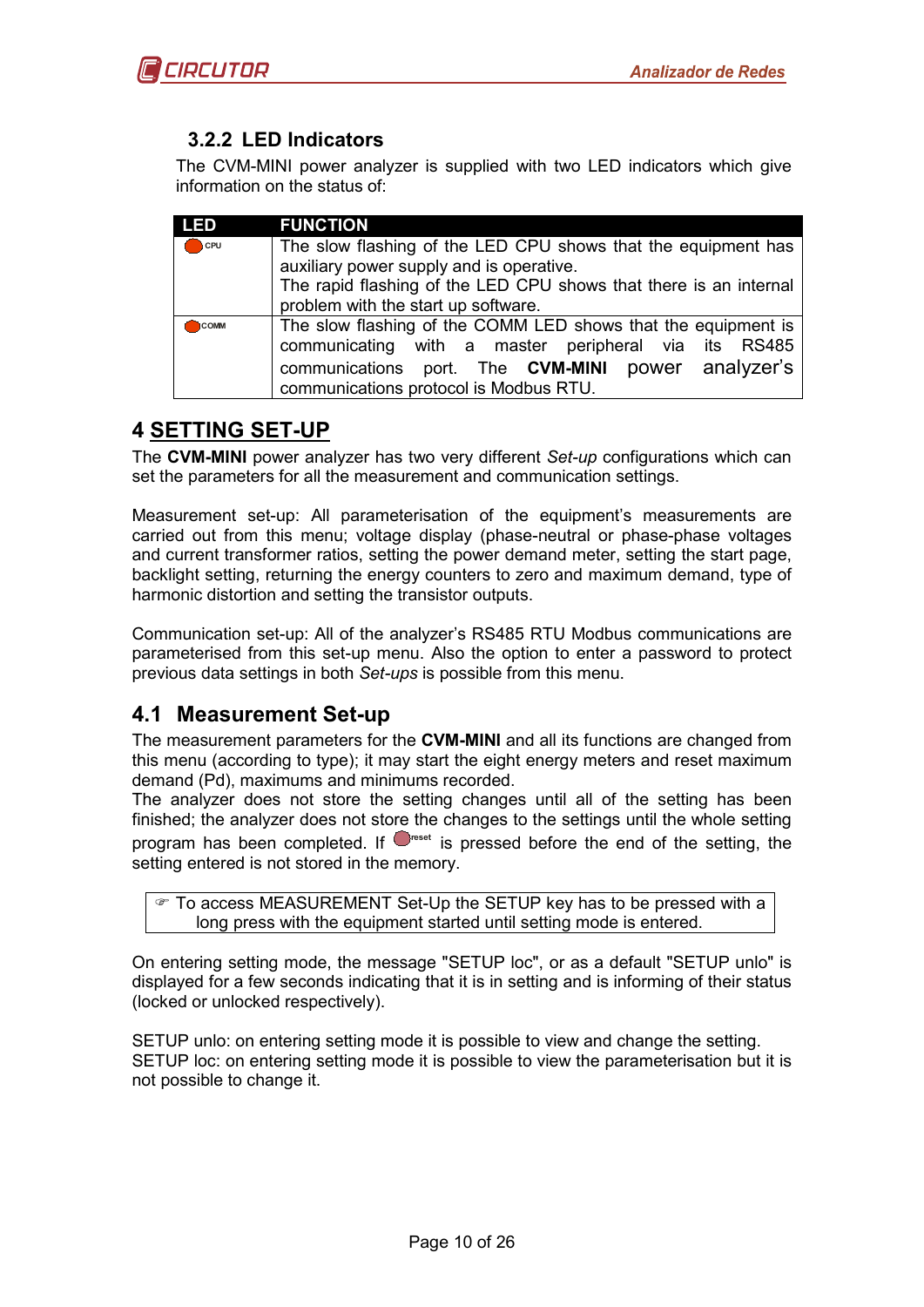### 3.2.2 LED Indicators

The CVM-MINI power analyzer is supplied with two LED indicators which give information on the status of:

| LED | FUNCTION |
|---|---|
| CPU | The slow flashing of the LED CPU shows that the equipment has auxiliary power supply and is operative. The rapid flashing of the LED CPU shows that there is an internal problem with the start up software. |
| COMM | The slow flashing of the COMM LED shows that the equipment is communicating with a master peripheral via its RS485 communications port. The **CVM-MINI** power analyzer's communications protocol is Modbus RTU. |

# 4 SETTING SET-UP

The **CVM-MINI** power analyzer has two very different *Set-up* configurations which can set the parameters for all the measurement and communication settings.

Measurement set-up: All parameterisation of the equipment's measurements are carried out from this menu; voltage display (phase-neutral or phase-phase voltages and current transformer ratios, setting the power demand meter, setting the start page, backlight setting, returning the energy counters to zero and maximum demand, type of harmonic distortion and setting the transistor outputs.

Communication set-up: All of the analyzer's RS485 RTU Modbus communications are parameterised from this set-up menu. Also the option to enter a password to protect previous data settings in both *Set-ups* is possible from this menu.

## 4.1 Measurement Set-up

The measurement parameters for the **CVM-MINI** and all its functions are changed from this menu (according to type); it may start the eight energy meters and reset maximum demand (Pd), maximums and minimums recorded.
The analyzer does not store the setting changes until all of the setting has been finished; the analyzer does not store the changes to the settings until the whole setting program has been completed. If reset is pressed before the end of the setting, the setting entered is not stored in the memory.

> ☞ To access MEASUREMENT Set-Up the SETUP key has to be pressed with a long press with the equipment started until setting mode is entered.

On entering setting mode, the message "SETUP loc", or as a default "SETUP unlo" is displayed for a few seconds indicating that it is in setting and is informing of their status (locked or unlocked respectively).

SETUP unlo: on entering setting mode it is possible to view and change the setting.
SETUP loc: on entering setting mode it is possible to view the parameterisation but it is not possible to change it.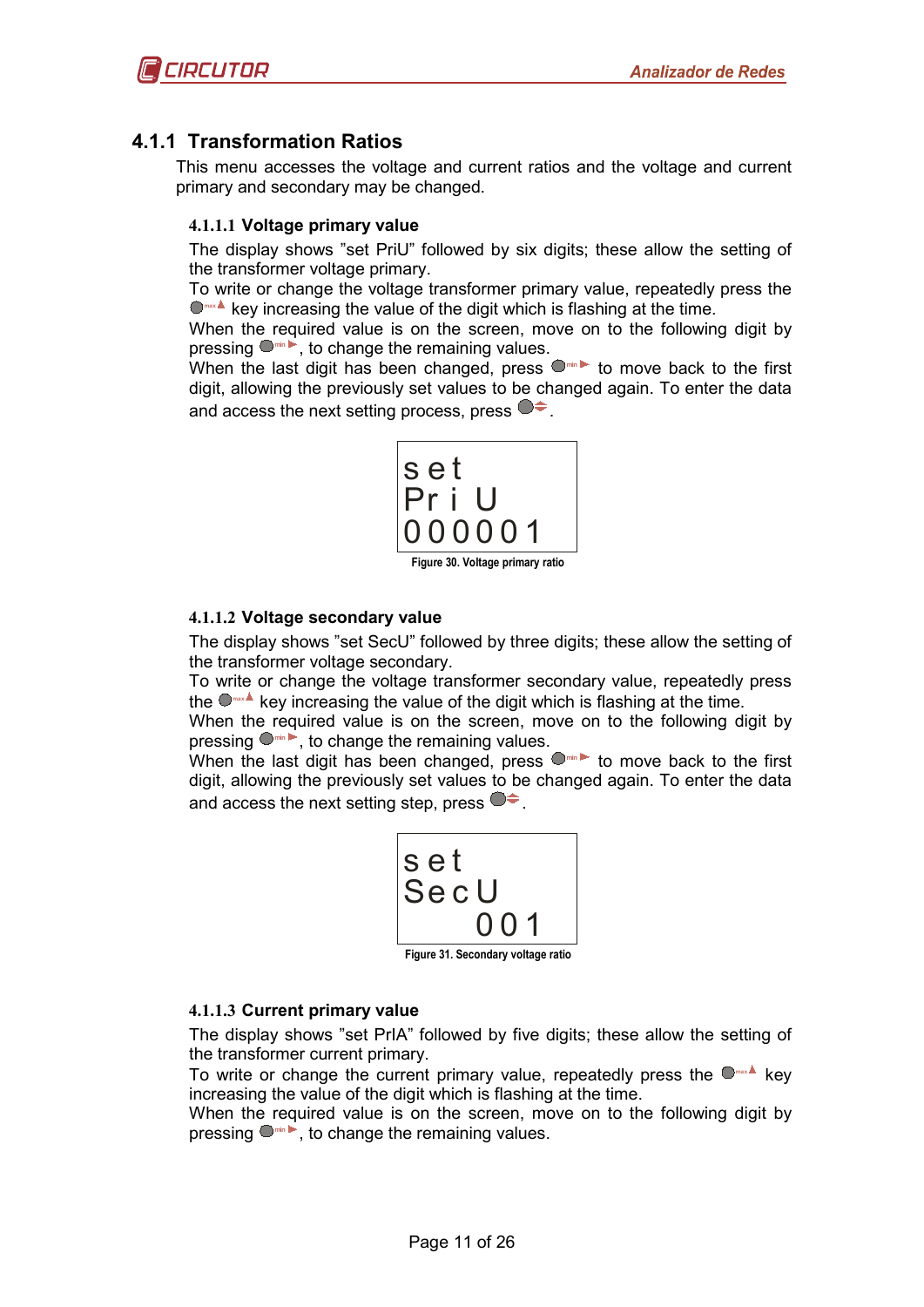## 4.1.1 Transformation Ratios

This menu accesses the voltage and current ratios and the voltage and current primary and secondary may be changed.

### 4.1.1.1 Voltage primary value

The display shows "set PriU" followed by six digits; these allow the setting of the transformer voltage primary.
To write or change the voltage transformer primary value, repeatedly press the max▲ key increasing the value of the digit which is flashing at the time.
When the required value is on the screen, move on to the following digit by pressing min►, to change the remaining values.
When the last digit has been changed, press min► to move back to the first digit, allowing the previously set values to be changed again. To enter the data and access the next setting process, press ⬍.

```
set
Pri U
000001
```

Figure 30. Voltage primary ratio

### 4.1.1.2 Voltage secondary value

The display shows "set SecU" followed by three digits; these allow the setting of the transformer voltage secondary.
To write or change the voltage transformer secondary value, repeatedly press the max▲ key increasing the value of the digit which is flashing at the time.
When the required value is on the screen, move on to the following digit by pressing min►, to change the remaining values.
When the last digit has been changed, press min► to move back to the first digit, allowing the previously set values to be changed again. To enter the data and access the next setting step, press ⬍.

```
set
SecU
   001
```

Figure 31. Secondary voltage ratio

### 4.1.1.3 Current primary value

The display shows "set PrIA" followed by five digits; these allow the setting of the transformer current primary.
To write or change the current primary value, repeatedly press the max▲ key increasing the value of the digit which is flashing at the time.
When the required value is on the screen, move on to the following digit by pressing min►, to change the remaining values.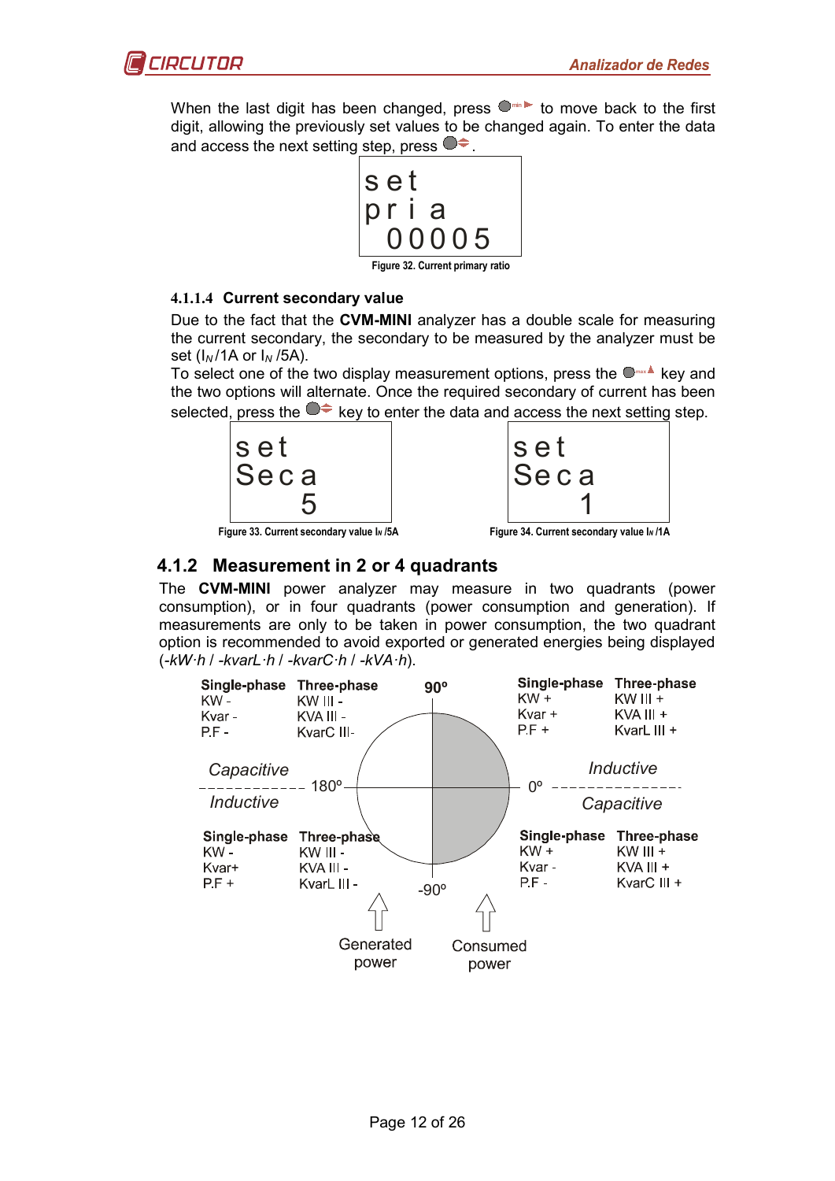When the last digit has been changed, press ● min ► to move back to the first digit, allowing the previously set values to be changed again. To enter the data and access the next setting step, press ●⇕.

```
set
pri a
 00005
```

Figure 32. Current primary ratio

#### 4.1.1.4 Current secondary value

Due to the fact that the **CVM-MINI** analyzer has a double scale for measuring the current secondary, the secondary to be measured by the analyzer must be set ($I_N$/1A or $I_N$ /5A).
To select one of the two display measurement options, press the ● max ▲ key and the two options will alternate. Once the required secondary of current has been selected, press the ●⇕ key to enter the data and access the next setting step.

```
set
Seca
    5
```

Figure 33. Current secondary value $I_N$ /5A

```
set
Seca
    1
```

Figure 34. Current secondary value $I_N$ /1A

### 4.1.2 Measurement in 2 or 4 quadrants

The **CVM-MINI** power analyzer may measure in two quadrants (power consumption), or in four quadrants (power consumption and generation). If measurements are only to be taken in power consumption, the two quadrant option is recommended to avoid exported or generated energies being displayed (*-kW·h* / *-kvarL·h* / *-kvarC·h* / *-kVA·h*).

| Quadrant | Single-phase | Three-phase | Type |
|---|---|---|---|
| 90º to 180º (Generated power) | KW -, Kvar -, P.F - | KW III -, KVA III -, KvarC III- | Capacitive |
| 180º to -90º (Generated power) | KW -, Kvar+, P.F + | KW III -, KVA III -, KvarL III - | Inductive |
| 0º to 90º (Consumed power) | KW +, Kvar +, P.F + | KW III +, KVA III +, KvarL III + | Inductive |
| -90º to 0º (Consumed power) | KW +, Kvar -, P.F - | KW III +, KVA III +, KvarC III + | Capacitive |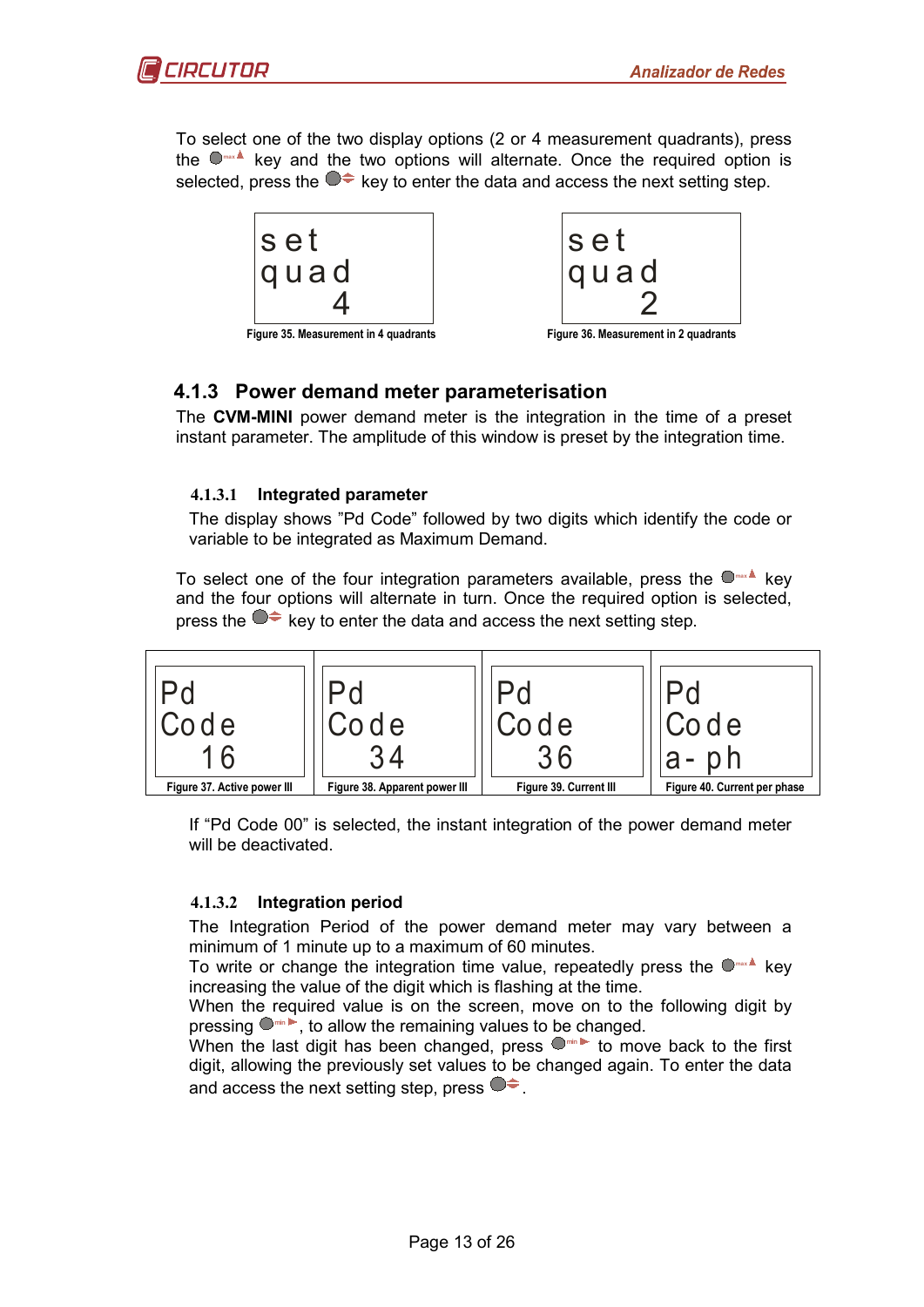To select one of the two display options (2 or 4 measurement quadrants), press the max▲ key and the two options will alternate. Once the required option is selected, press the ⬍ key to enter the data and access the next setting step.

```
set
quad
   4
```

Figure 35. Measurement in 4 quadrants

```
set
quad
   2
```

Figure 36. Measurement in 2 quadrants

### 4.1.3 Power demand meter parameterisation

The **CVM-MINI** power demand meter is the integration in the time of a preset instant parameter. The amplitude of this window is preset by the integration time.

#### 4.1.3.1 Integrated parameter

The display shows "Pd Code" followed by two digits which identify the code or variable to be integrated as Maximum Demand.

To select one of the four integration parameters available, press the max▲ key and the four options will alternate in turn. Once the required option is selected, press the ⬍ key to enter the data and access the next setting step.

| Pd Code 16 | Pd Code 34 | Pd Code 36 | Pd Code a-ph |
|---|---|---|---|
| Figure 37. Active power III | Figure 38. Apparent power III | Figure 39. Current III | Figure 40. Current per phase |

If "Pd Code 00" is selected, the instant integration of the power demand meter will be deactivated.

#### 4.1.3.2 Integration period

The Integration Period of the power demand meter may vary between a minimum of 1 minute up to a maximum of 60 minutes.
To write or change the integration time value, repeatedly press the max▲ key increasing the value of the digit which is flashing at the time.
When the required value is on the screen, move on to the following digit by pressing min►, to allow the remaining values to be changed.
When the last digit has been changed, press min► to move back to the first digit, allowing the previously set values to be changed again. To enter the data and access the next setting step, press ⬍.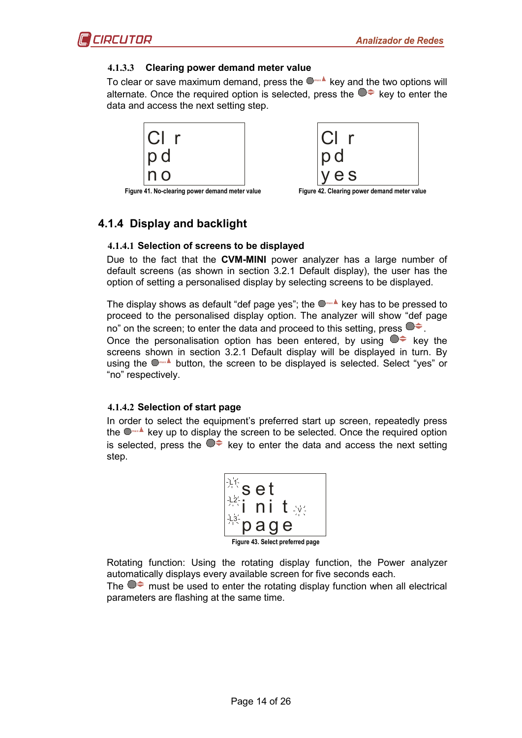#### 4.1.3.3 Clearing power demand meter value

To clear or save maximum demand, press the max key and the two options will alternate. Once the required option is selected, press the key to enter the data and access the next setting step.

```
Cl r
pd
no
```

Figure 41. No-clearing power demand meter value

```
Cl r
pd
yes
```

Figure 42. Clearing power demand meter value

### 4.1.4 Display and backlight

#### 4.1.4.1 Selection of screens to be displayed

Due to the fact that the **CVM-MINI** power analyzer has a large number of default screens (as shown in section 3.2.1 Default display), the user has the option of setting a personalised display by selecting screens to be displayed.

The display shows as default "def page yes"; the max key has to be pressed to proceed to the personalised display option. The analyzer will show "def page no" on the screen; to enter the data and proceed to this setting, press .
Once the personalisation option has been entered, by using key the screens shown in section 3.2.1 Default display will be displayed in turn. By using the max button, the screen to be displayed is selected. Select "yes" or "no" respectively.

#### 4.1.4.2 Selection of start page

In order to select the equipment's preferred start up screen, repeatedly press the max key up to display the screen to be selected. Once the required option is selected, press the key to enter the data and access the next setting step.

```
L1  set
L2  init  V
L3  page
```

Figure 43. Select preferred page

Rotating function: Using the rotating display function, the Power analyzer automatically displays every available screen for five seconds each.
The must be used to enter the rotating display function when all electrical parameters are flashing at the same time.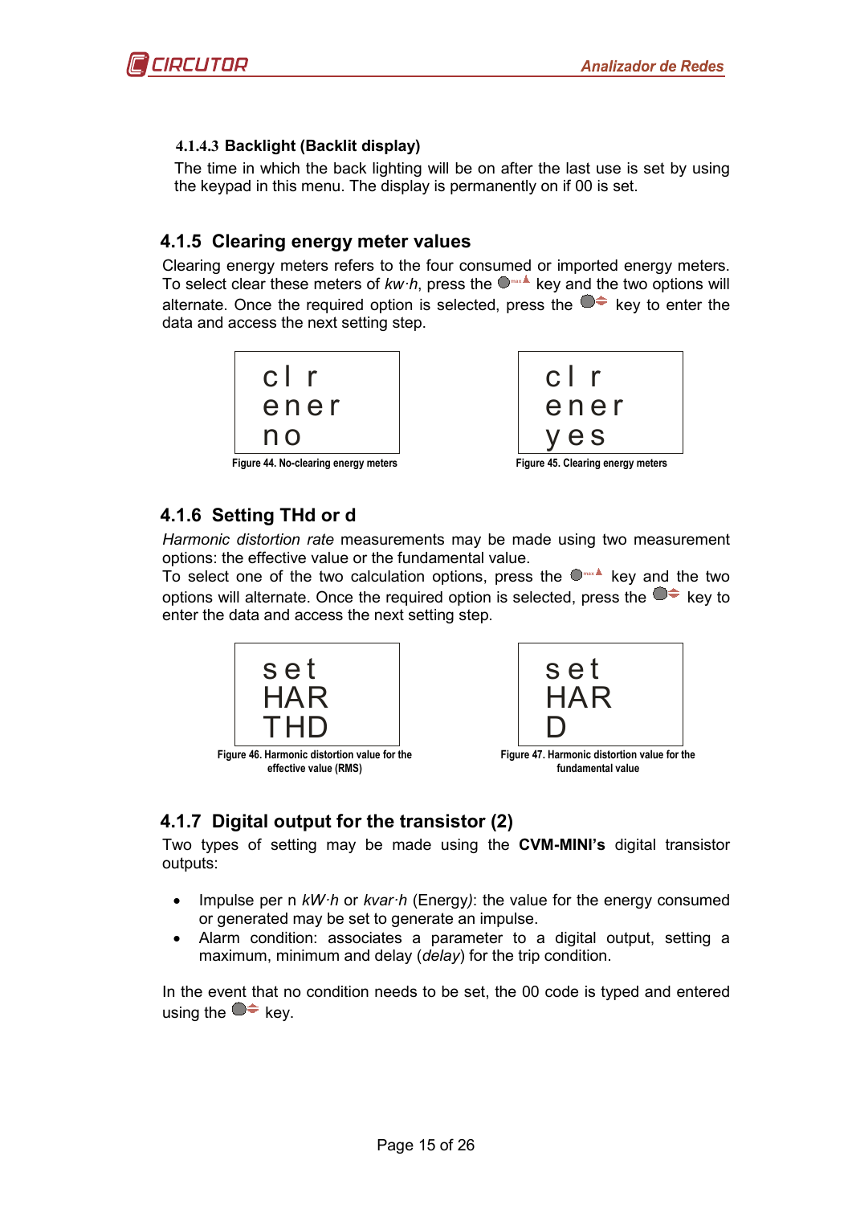#### 4.1.4.3 Backlight (Backlit display)

The time in which the back lighting will be on after the last use is set by using the keypad in this menu. The display is permanently on if 00 is set.

### 4.1.5 Clearing energy meter values

Clearing energy meters refers to the four consumed or imported energy meters. To select clear these meters of *kw·h*, press the max key and the two options will alternate. Once the required option is selected, press the key to enter the data and access the next setting step.

```
cl r
ener
no
```

Figure 44. No-clearing energy meters

```
cl r
ener
yes
```

Figure 45. Clearing energy meters

### 4.1.6 Setting THd or d

*Harmonic distortion rate* measurements may be made using two measurement options: the effective value or the fundamental value.
To select one of the two calculation options, press the max key and the two options will alternate. Once the required option is selected, press the key to enter the data and access the next setting step.

```
set
HAR
THD
```

Figure 46. Harmonic distortion value for the effective value (RMS)

```
set
HAR
D
```

Figure 47. Harmonic distortion value for the fundamental value

### 4.1.7 Digital output for the transistor (2)

Two types of setting may be made using the **CVM-MINI's** digital transistor outputs:

- Impulse per n *kW·h* or *kvar·h* (Energy): the value for the energy consumed or generated may be set to generate an impulse.
- Alarm condition: associates a parameter to a digital output, setting a maximum, minimum and delay (*delay*) for the trip condition.

In the event that no condition needs to be set, the 00 code is typed and entered using the key.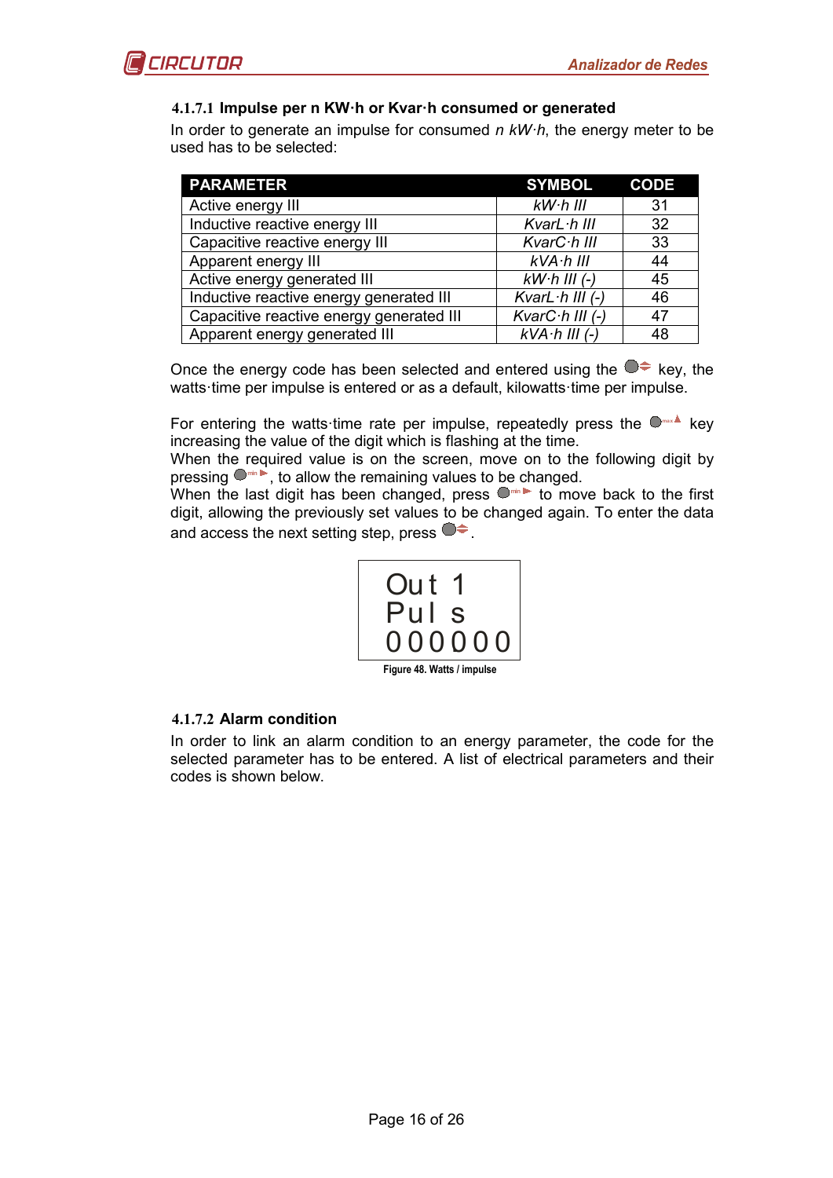#### 4.1.7.1 Impulse per n KW·h or Kvar·h consumed or generated

In order to generate an impulse for consumed *n kW·h*, the energy meter to be used has to be selected:

| PARAMETER | SYMBOL | CODE |
|---|---|---|
| Active energy III | *kW·h III* | 31 |
| Inductive reactive energy III | *KvarL·h III* | 32 |
| Capacitive reactive energy III | *KvarC·h III* | 33 |
| Apparent energy III | *kVA·h III* | 44 |
| Active energy generated III | *kW·h III (-)* | 45 |
| Inductive reactive energy generated III | *KvarL·h III (-)* | 46 |
| Capacitive reactive energy generated III | *KvarC·h III (-)* | 47 |
| Apparent energy generated III | *kVA·h III (-)* | 48 |

Once the energy code has been selected and entered using the ⬤⬍ key, the watts·time per impulse is entered or as a default, kilowatts·time per impulse.

For entering the watts·time rate per impulse, repeatedly press the ⬤max▲ key increasing the value of the digit which is flashing at the time.
When the required value is on the screen, move on to the following digit by pressing ⬤min▶, to allow the remaining values to be changed.
When the last digit has been changed, press ⬤min▶ to move back to the first digit, allowing the previously set values to be changed again. To enter the data and access the next setting step, press ⬤⬍.

```
Out 1
Pul s
000000
```

Figure 48. Watts / impulse

#### 4.1.7.2 Alarm condition

In order to link an alarm condition to an energy parameter, the code for the selected parameter has to be entered. A list of electrical parameters and their codes is shown below.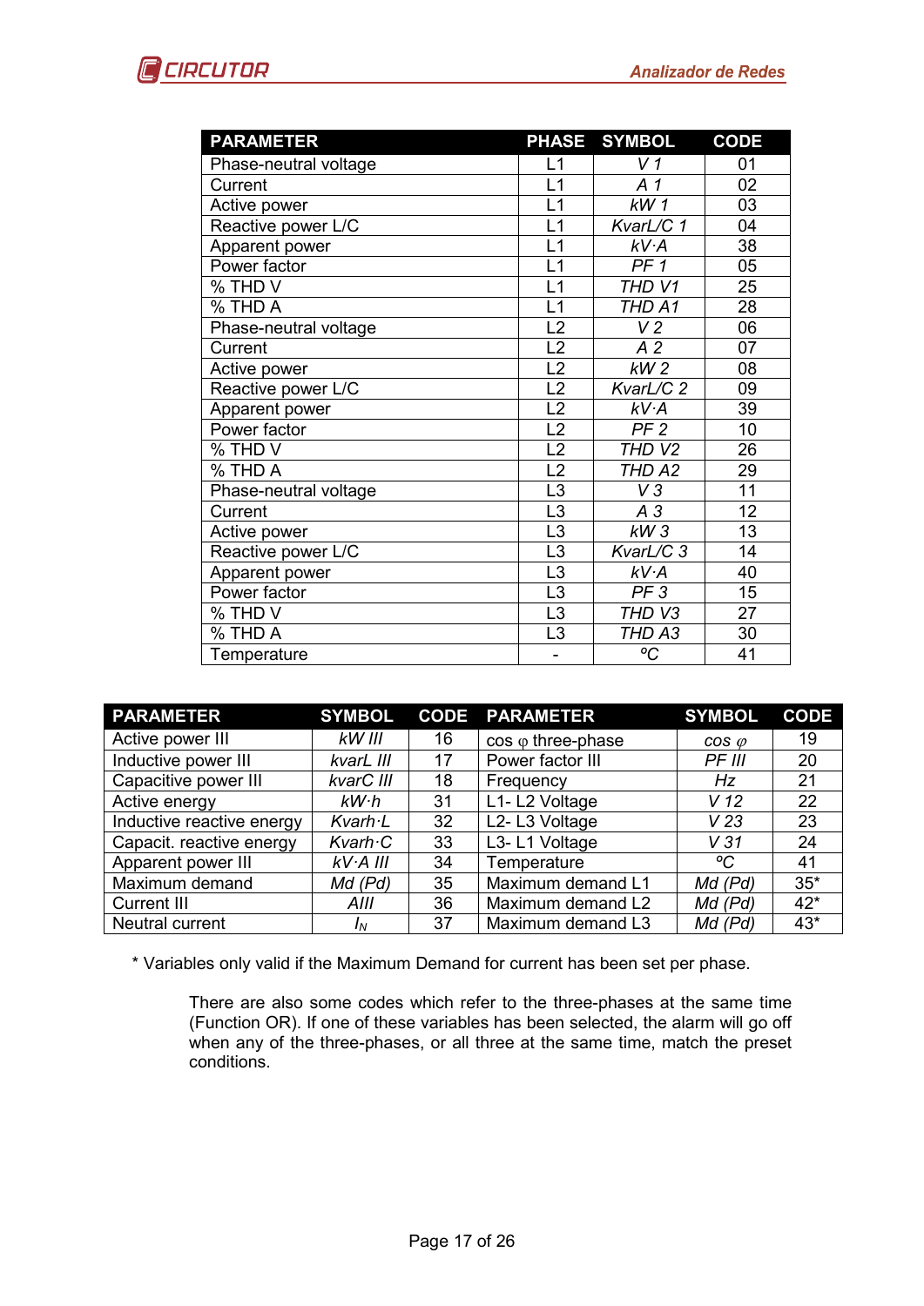| PARAMETER | PHASE | SYMBOL | CODE |
|---|---|---|---|
| Phase-neutral voltage | L1 | *V 1* | 01 |
| Current | L1 | *A 1* | 02 |
| Active power | L1 | *kW 1* | 03 |
| Reactive power L/C | L1 | *KvarL/C 1* | 04 |
| Apparent power | L1 | *kV·A* | 38 |
| Power factor | L1 | *PF 1* | 05 |
| % THD V | L1 | *THD V1* | 25 |
| % THD A | L1 | *THD A1* | 28 |
| Phase-neutral voltage | L2 | *V 2* | 06 |
| Current | L2 | *A 2* | 07 |
| Active power | L2 | *kW 2* | 08 |
| Reactive power L/C | L2 | *KvarL/C 2* | 09 |
| Apparent power | L2 | *kV·A* | 39 |
| Power factor | L2 | *PF 2* | 10 |
| % THD V | L2 | *THD V2* | 26 |
| % THD A | L2 | *THD A2* | 29 |
| Phase-neutral voltage | L3 | *V 3* | 11 |
| Current | L3 | *A 3* | 12 |
| Active power | L3 | *kW 3* | 13 |
| Reactive power L/C | L3 | *KvarL/C 3* | 14 |
| Apparent power | L3 | *kV·A* | 40 |
| Power factor | L3 | *PF 3* | 15 |
| % THD V | L3 | *THD V3* | 27 |
| % THD A | L3 | *THD A3* | 30 |
| Temperature | - | *ºC* | 41 |

| PARAMETER | SYMBOL | CODE | PARAMETER | SYMBOL | CODE |
|---|---|---|---|---|---|
| Active power III | *kW III* | 16 | cos φ three-phase | *cos φ* | 19 |
| Inductive power III | *kvarL III* | 17 | Power factor III | *PF III* | 20 |
| Capacitive power III | *kvarC III* | 18 | Frequency | *Hz* | 21 |
| Active energy | *kW·h* | 31 | L1- L2 Voltage | *V 12* | 22 |
| Inductive reactive energy | *Kvarh·L* | 32 | L2- L3 Voltage | *V 23* | 23 |
| Capacit. reactive energy | *Kvarh·C* | 33 | L3- L1 Voltage | *V 31* | 24 |
| Apparent power III | *kV·A III* | 34 | Temperature | *ºC* | 41 |
| Maximum demand | *Md (Pd)* | 35 | Maximum demand L1 | *Md (Pd)* | 35* |
| Current III | *AIII* | 36 | Maximum demand L2 | *Md (Pd)* | 42* |
| Neutral current | $I_N$ | 37 | Maximum demand L3 | *Md (Pd)* | 43* |

\* Variables only valid if the Maximum Demand for current has been set per phase.

There are also some codes which refer to the three-phases at the same time (Function OR). If one of these variables has been selected, the alarm will go off when any of the three-phases, or all three at the same time, match the preset conditions.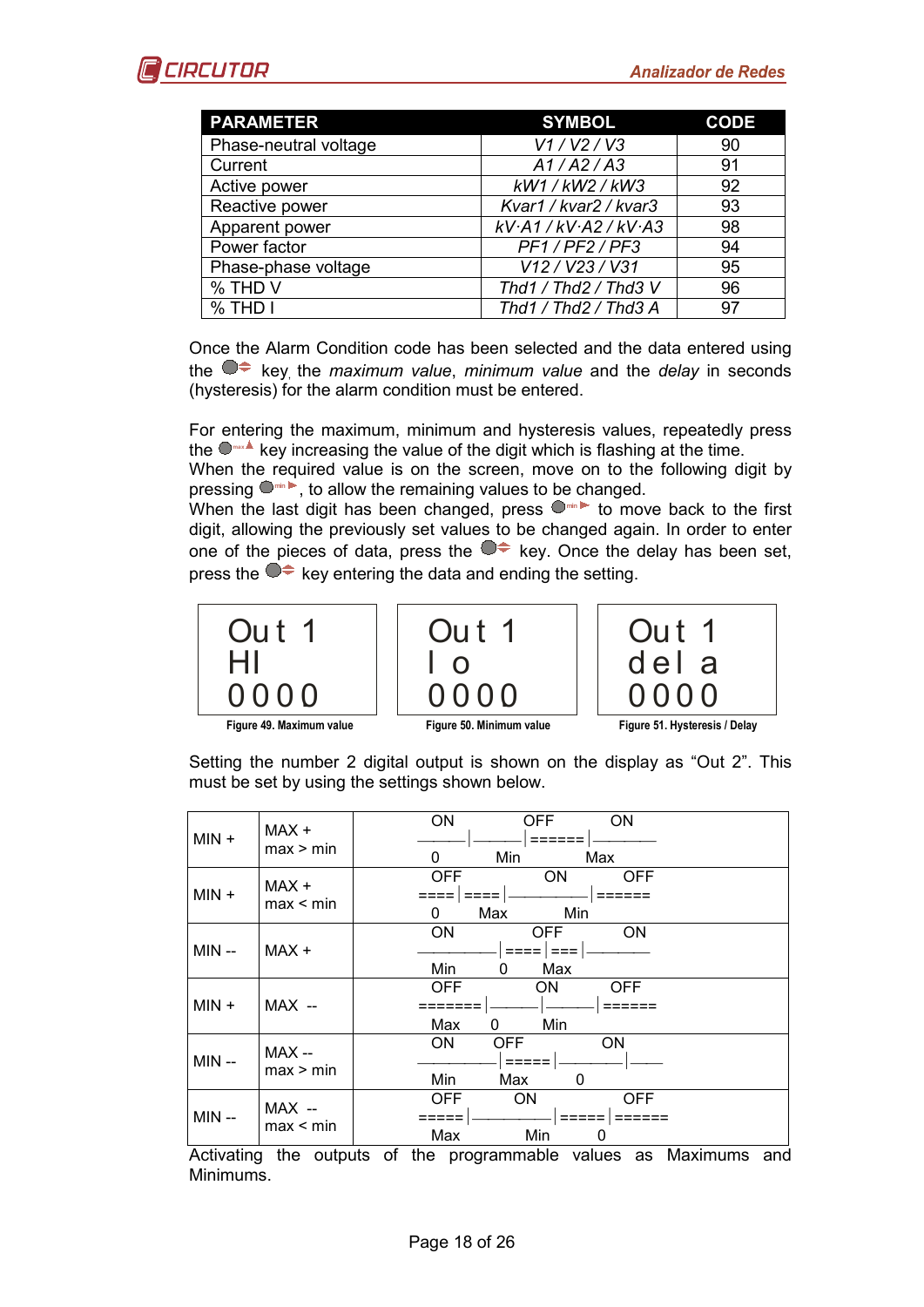| PARAMETER | SYMBOL | CODE |
|---|---|---|
| Phase-neutral voltage | *V1 / V2 / V3* | 90 |
| Current | *A1 / A2 / A3* | 91 |
| Active power | *kW1 / kW2 / kW3* | 92 |
| Reactive power | *Kvar1 / kvar2 / kvar3* | 93 |
| Apparent power | *kV·A1 / kV·A2 / kV·A3* | 98 |
| Power factor | *PF1 / PF2 / PF3* | 94 |
| Phase-phase voltage | *V12 / V23 / V31* | 95 |
| % THD V | *Thd1 / Thd2 / Thd3 V* | 96 |
| % THD I | *Thd1 / Thd2 / Thd3 A* | 97 |

Once the Alarm Condition code has been selected and the data entered using the key, the *maximum value*, *minimum value* and the *delay* in seconds (hysteresis) for the alarm condition must be entered.

For entering the maximum, minimum and hysteresis values, repeatedly press the key increasing the value of the digit which is flashing at the time.
When the required value is on the screen, move on to the following digit by pressing , to allow the remaining values to be changed.
When the last digit has been changed, press to move back to the first digit, allowing the previously set values to be changed again. In order to enter one of the pieces of data, press the key. Once the delay has been set, press the key entering the data and ending the setting.

| Out 1 / HI / 0000 | Out 1 / lo / 0000 | Out 1 / dela / 0000 |
|---|---|---|
| Figure 49. Maximum value | Figure 50. Minimum value | Figure 51. Hysteresis / Delay |

Setting the number 2 digital output is shown on the display as "Out 2". This must be set by using the settings shown below.

| | | |
|---|---|---|
| MIN + | MAX + max > min | ON (0 to Min) / OFF (Min to Max) / ON (above Max) |
| MIN + | MAX + max < min | OFF (0 to Max) / ON (Max to Min) / OFF (above Min) |
| MIN -- | MAX + | ON (below Min) / OFF (Min to Max, through 0) / ON (above Max) |
| MIN + | MAX -- | OFF (below Max) / ON (Max to Min, through 0) / OFF (above Min) |
| MIN -- | MAX -- max > min | ON (below Min) / OFF (Min to Max) / ON (Max to 0 and above) |
| MIN -- | MAX -- max < min | OFF (below Max) / ON (Max to Min) / OFF (Min to 0 and above) |

Activating the outputs of the programmable values as Maximums and Minimums.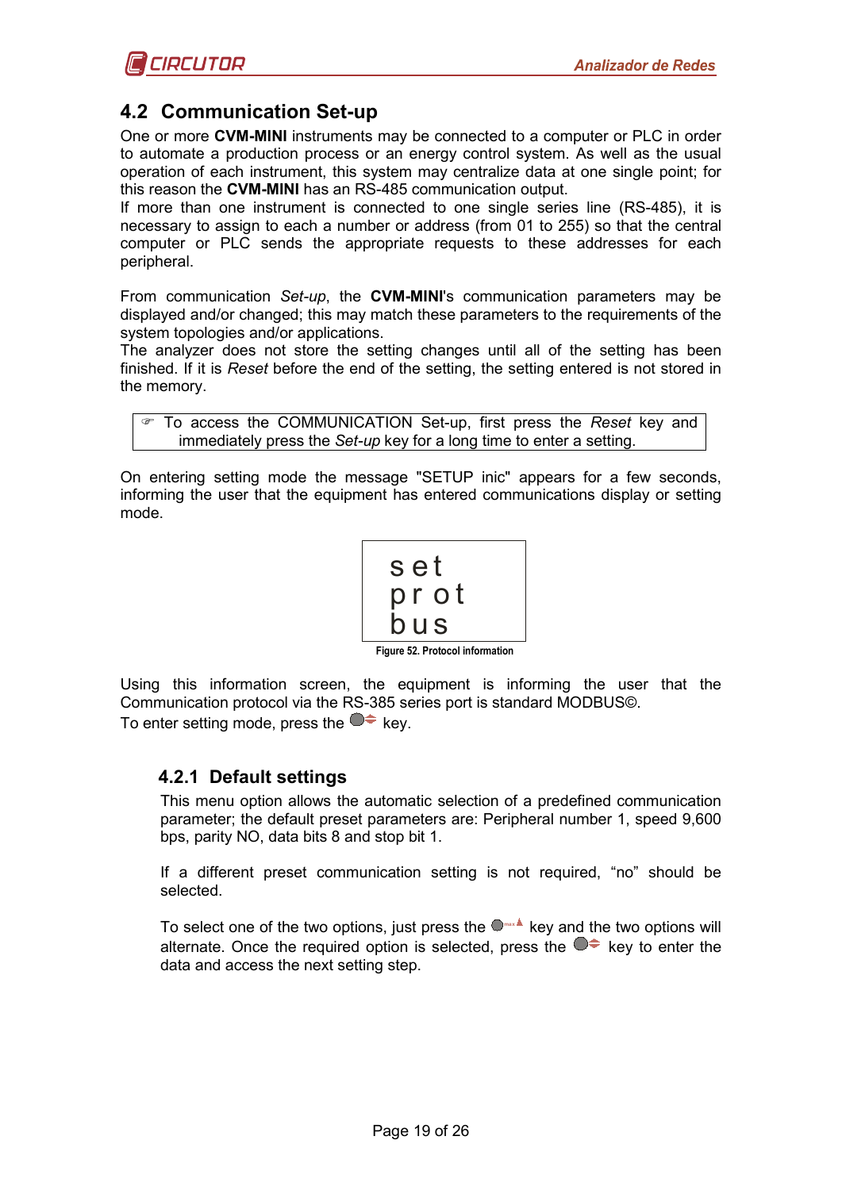## 4.2 Communication Set-up

One or more **CVM-MINI** instruments may be connected to a computer or PLC in order to automate a production process or an energy control system. As well as the usual operation of each instrument, this system may centralize data at one single point; for this reason the **CVM-MINI** has an RS-485 communication output.
If more than one instrument is connected to one single series line (RS-485), it is necessary to assign to each a number or address (from 01 to 255) so that the central computer or PLC sends the appropriate requests to these addresses for each peripheral.

From communication *Set-up*, the **CVM-MINI**'s communication parameters may be displayed and/or changed; this may match these parameters to the requirements of the system topologies and/or applications.
The analyzer does not store the setting changes until all of the setting has been finished. If it is *Reset* before the end of the setting, the setting entered is not stored in the memory.

> ☞ To access the COMMUNICATION Set-up, first press the *Reset* key and immediately press the *Set-up* key for a long time to enter a setting.

On entering setting mode the message "SETUP inic" appears for a few seconds, informing the user that the equipment has entered communications display or setting mode.

```
set
prot
bus
```

**Figure 52. Protocol information**

Using this information screen, the equipment is informing the user that the Communication protocol via the RS-385 series port is standard MODBUS©.
To enter setting mode, press the key.

### 4.2.1 Default settings

This menu option allows the automatic selection of a predefined communication parameter; the default preset parameters are: Peripheral number 1, speed 9,600 bps, parity NO, data bits 8 and stop bit 1.

If a different preset communication setting is not required, “no” should be selected.

To select one of the two options, just press the key and the two options will alternate. Once the required option is selected, press the key to enter the data and access the next setting step.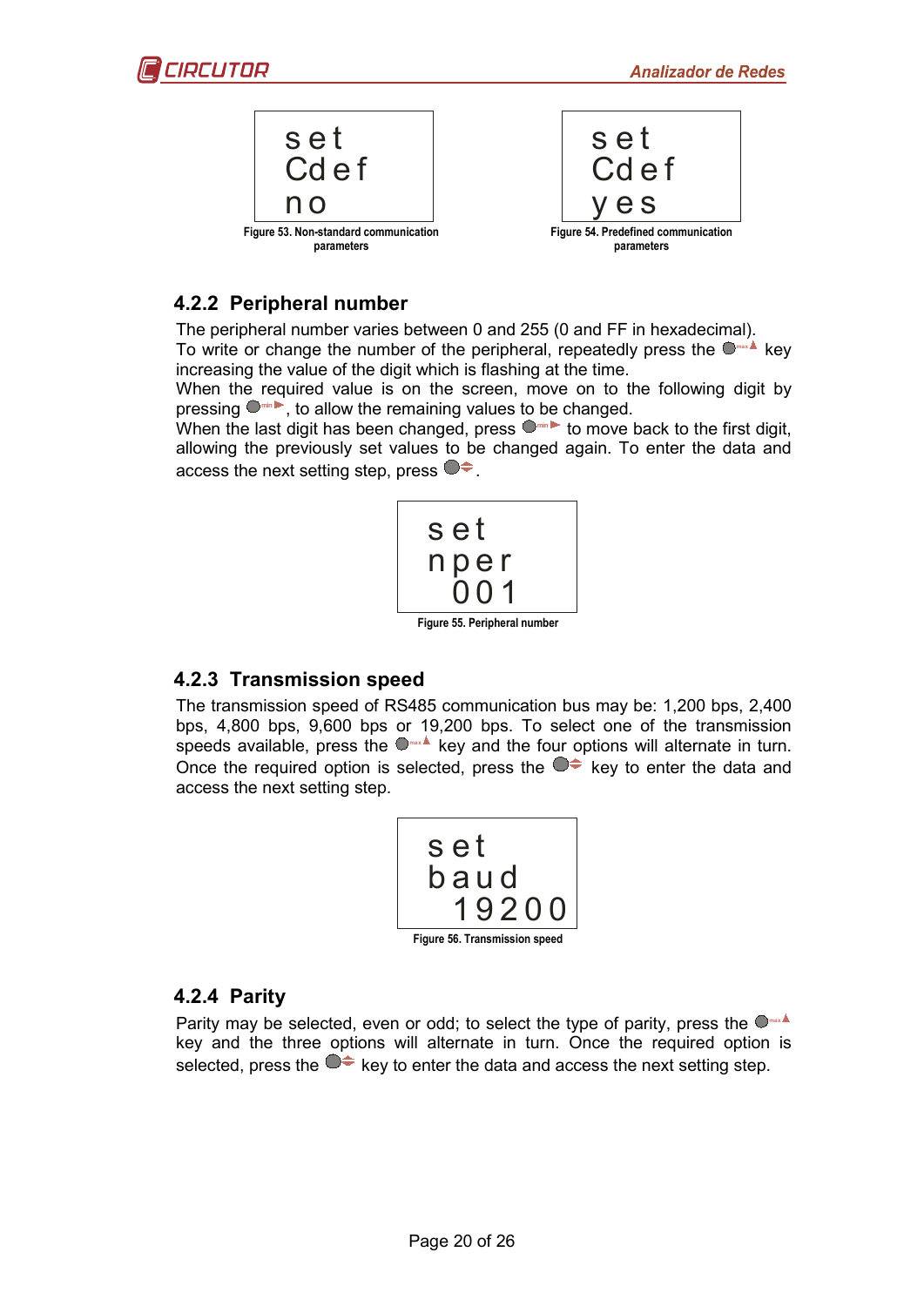```
set
Cdef
no
```

Figure 53. Non-standard communication parameters

```
set
Cdef
yes
```

Figure 54. Predefined communication parameters

### 4.2.2 Peripheral number

The peripheral number varies between 0 and 255 (0 and FF in hexadecimal).
To write or change the number of the peripheral, repeatedly press the ● max ▲ key increasing the value of the digit which is flashing at the time.
When the required value is on the screen, move on to the following digit by pressing ● min ▶, to allow the remaining values to be changed.
When the last digit has been changed, press ● min ▶ to move back to the first digit, allowing the previously set values to be changed again. To enter the data and access the next setting step, press ● ⇕.

```
set
nper
 001
```

Figure 55. Peripheral number

### 4.2.3 Transmission speed

The transmission speed of RS485 communication bus may be: 1,200 bps, 2,400 bps, 4,800 bps, 9,600 bps or 19,200 bps. To select one of the transmission speeds available, press the ● max ▲ key and the four options will alternate in turn. Once the required option is selected, press the ● ⇕ key to enter the data and access the next setting step.

```
set
baud
 19200
```

Figure 56. Transmission speed

### 4.2.4 Parity

Parity may be selected, even or odd; to select the type of parity, press the ● max ▲ key and the three options will alternate in turn. Once the required option is selected, press the ● ⇕ key to enter the data and access the next setting step.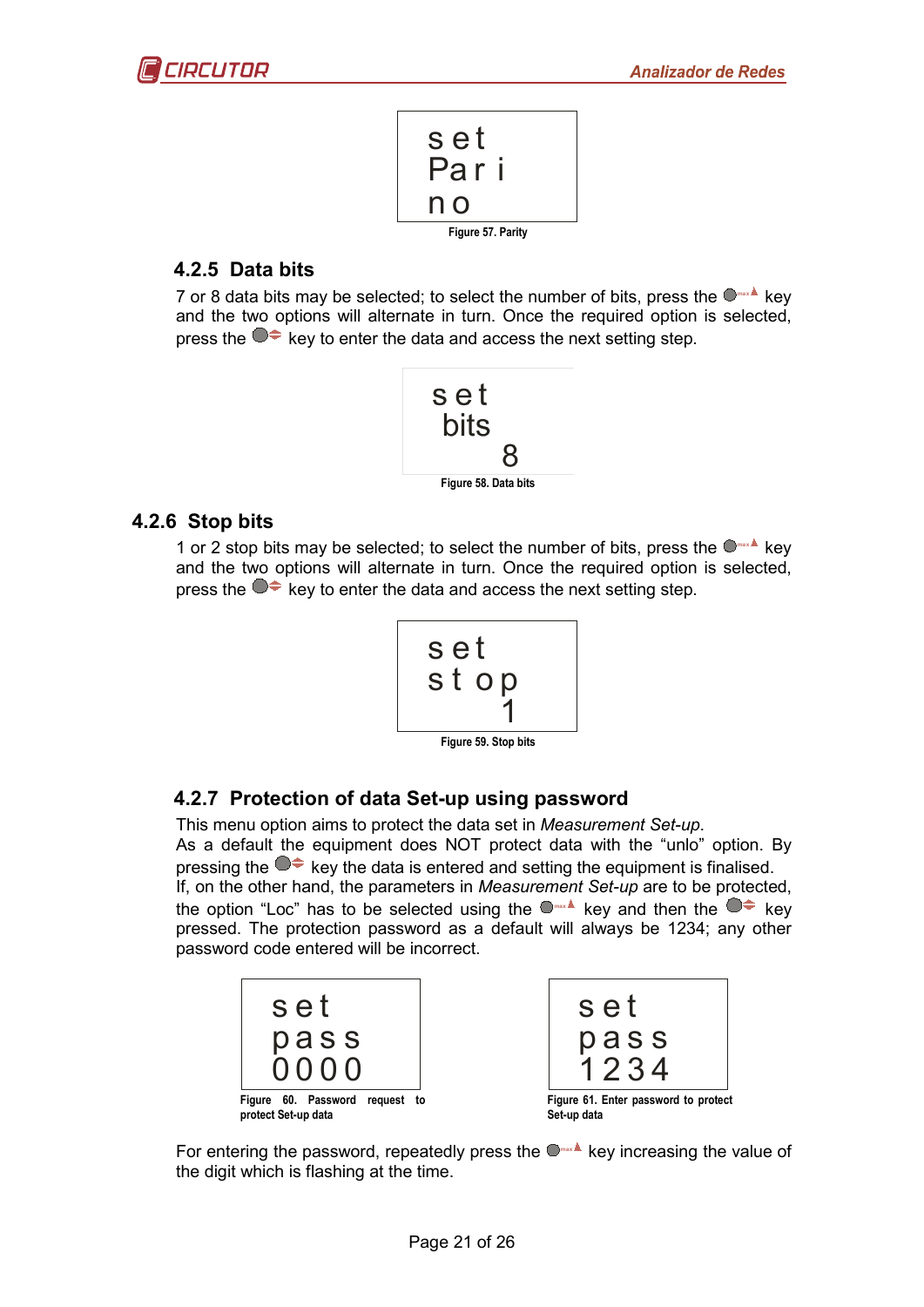```
set
Par i
no
```

Figure 57. Parity

### 4.2.5 Data bits

7 or 8 data bits may be selected; to select the number of bits, press the max key and the two options will alternate in turn. Once the required option is selected, press the key to enter the data and access the next setting step.

```
set
bits
8
```

Figure 58. Data bits

### 4.2.6 Stop bits

1 or 2 stop bits may be selected; to select the number of bits, press the max key and the two options will alternate in turn. Once the required option is selected, press the key to enter the data and access the next setting step.

```
set
stop
1
```

Figure 59. Stop bits

### 4.2.7 Protection of data Set-up using password

This menu option aims to protect the data set in *Measurement Set-up*.
As a default the equipment does NOT protect data with the "unlo" option. By pressing the key the data is entered and setting the equipment is finalised.
If, on the other hand, the parameters in *Measurement Set-up* are to be protected, the option "Loc" has to be selected using the max key and then the key pressed. The protection password as a default will always be 1234; any other password code entered will be incorrect.

```
set
pass
0000
```

Figure 60. Password request to protect Set-up data

```
set
pass
1234
```

Figure 61. Enter password to protect Set-up data

For entering the password, repeatedly press the max key increasing the value of the digit which is flashing at the time.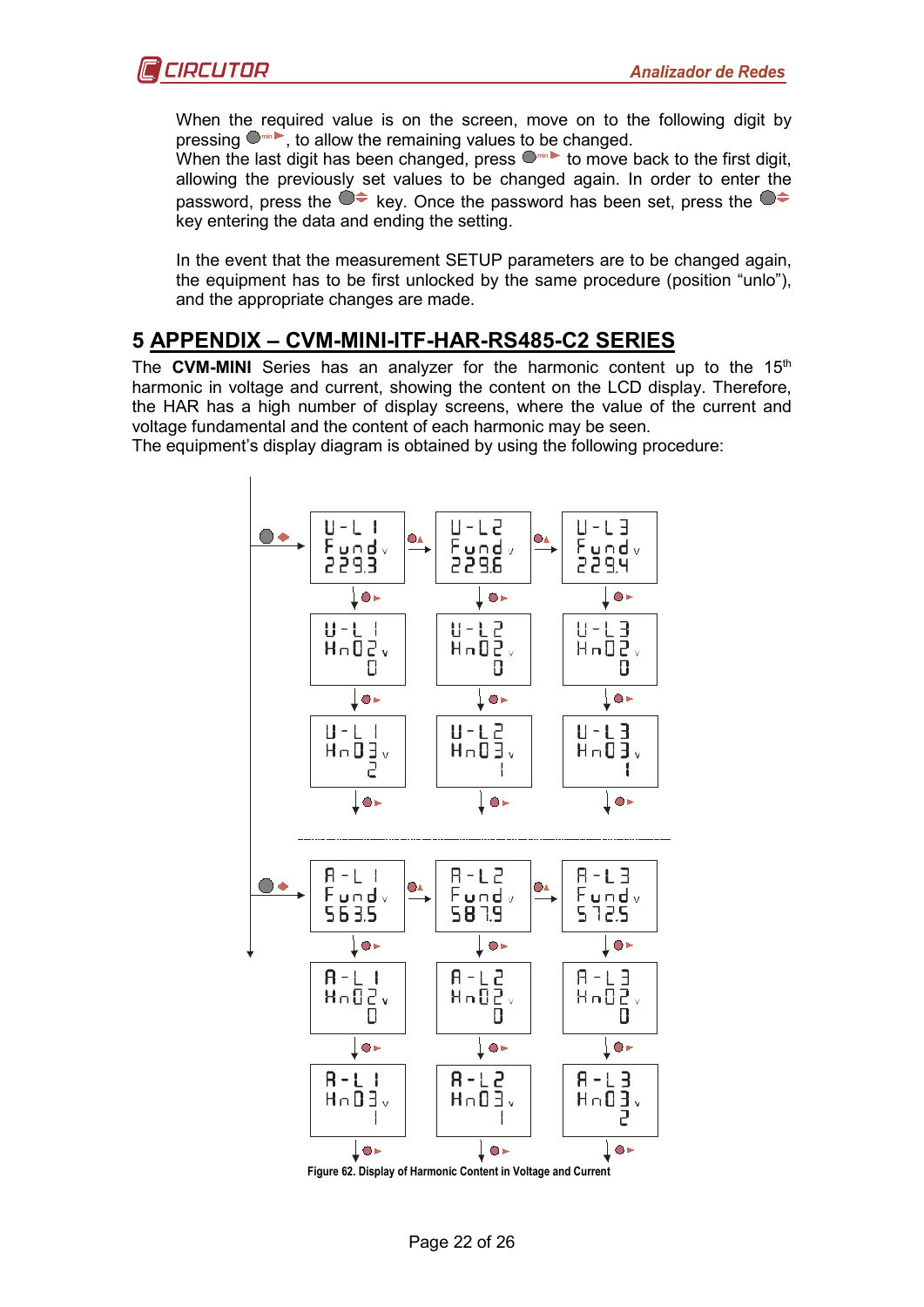When the required value is on the screen, move on to the following digit by pressing ●min▸, to allow the remaining values to be changed.
When the last digit has been changed, press ●min▸ to move back to the first digit, allowing the previously set values to be changed again. In order to enter the password, press the ●⬍ key. Once the password has been set, press the ●⬍ key entering the data and ending the setting.

In the event that the measurement SETUP parameters are to be changed again, the equipment has to be first unlocked by the same procedure (position "unlo"), and the appropriate changes are made.

## 5 APPENDIX – CVM-MINI-ITF-HAR-RS485-C2 SERIES

The **CVM-MINI** Series has an analyzer for the harmonic content up to the 15th harmonic in voltage and current, showing the content on the LCD display. Therefore, the HAR has a high number of display screens, where the value of the current and voltage fundamental and the content of each harmonic may be seen.
The equipment's display diagram is obtained by using the following procedure:

| U-L1 | U-L2 | U-L3 |
|---|---|---|
| Fund V 229.3 | Fund V 229.6 | Fund V 229.4 |
| Hn02 V 0 | Hn02 V 0 | Hn02 V 0 |
| Hn03 V 2 | Hn03 V 1 | Hn03 V 1 |

| A-L1 | A-L2 | A-L3 |
|---|---|---|
| Fund V 563.5 | Fund V 587.9 | Fund V 572.5 |
| Hn02 V 0 | Hn02 V 0 | Hn02 V 0 |
| Hn03 V 1 | Hn03 V 1 | Hn03 V 2 |

Figure 62. Display of Harmonic Content in Voltage and Current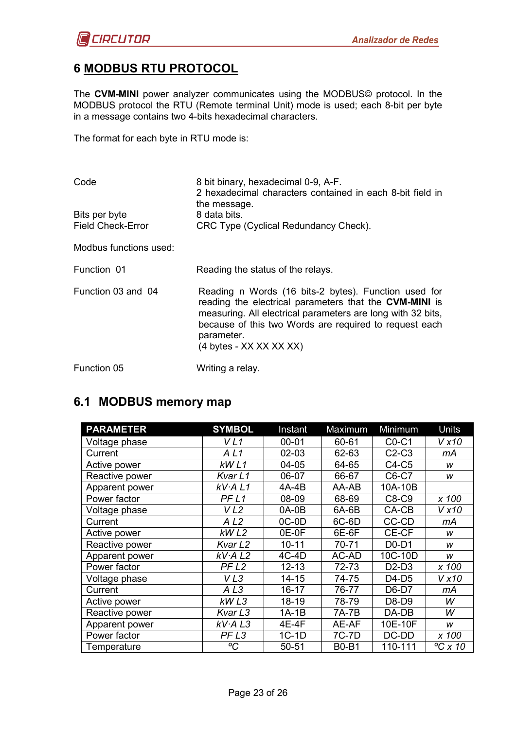# 6 MODBUS RTU PROTOCOL

The **CVM-MINI** power analyzer communicates using the MODBUS© protocol. In the MODBUS protocol the RTU (Remote terminal Unit) mode is used; each 8-bit per byte in a message contains two 4-bits hexadecimal characters.

The format for each byte in RTU mode is:

| | |
|---|---|
| Code | 8 bit binary, hexadecimal 0-9, A-F. 2 hexadecimal characters contained in each 8-bit field in the message. |
| Bits per byte | 8 data bits. |
| Field Check-Error | CRC Type (Cyclical Redundancy Check). |

Modbus functions used:

| | |
|---|---|
| Function 01 | Reading the status of the relays. |
| Function 03 and 04 | Reading n Words (16 bits-2 bytes). Function used for reading the electrical parameters that the **CVM-MINI** is measuring. All electrical parameters are long with 32 bits, because of this two Words are required to request each parameter. (4 bytes - XX XX XX XX) |
| Function 05 | Writing a relay. |

## 6.1 MODBUS memory map

| PARAMETER | SYMBOL | Instant | Maximum | Minimum | Units |
|---|---|---|---|---|---|
| Voltage phase | *V L1* | 00-01 | 60-61 | C0-C1 | *V x10* |
| Current | *A L1* | 02-03 | 62-63 | C2-C3 | *mA* |
| Active power | *kW L1* | 04-05 | 64-65 | C4-C5 | *w* |
| Reactive power | *Kvar L1* | 06-07 | 66-67 | C6-C7 | *w* |
| Apparent power | *kV·A L1* | 4A-4B | AA-AB | 10A-10B | |
| Power factor | *PF L1* | 08-09 | 68-69 | C8-C9 | *x 100* |
| Voltage phase | *V L2* | 0A-0B | 6A-6B | CA-CB | *V x10* |
| Current | *A L2* | 0C-0D | 6C-6D | CC-CD | *mA* |
| Active power | *kW L2* | 0E-0F | 6E-6F | CE-CF | *w* |
| Reactive power | *Kvar L2* | 10-11 | 70-71 | D0-D1 | *w* |
| Apparent power | *kV·A L2* | 4C-4D | AC-AD | 10C-10D | *w* |
| Power factor | *PF L2* | 12-13 | 72-73 | D2-D3 | *x 100* |
| Voltage phase | *V L3* | 14-15 | 74-75 | D4-D5 | *V x10* |
| Current | *A L3* | 16-17 | 76-77 | D6-D7 | *mA* |
| Active power | *kW L3* | 18-19 | 78-79 | D8-D9 | *W* |
| Reactive power | *Kvar L3* | 1A-1B | 7A-7B | DA-DB | *W* |
| Apparent power | *kV·A L3* | 4E-4F | AE-AF | 10E-10F | *w* |
| Power factor | *PF L3* | 1C-1D | 7C-7D | DC-DD | *x 100* |
| Temperature | *ºC* | 50-51 | B0-B1 | 110-111 | *ºC x 10* |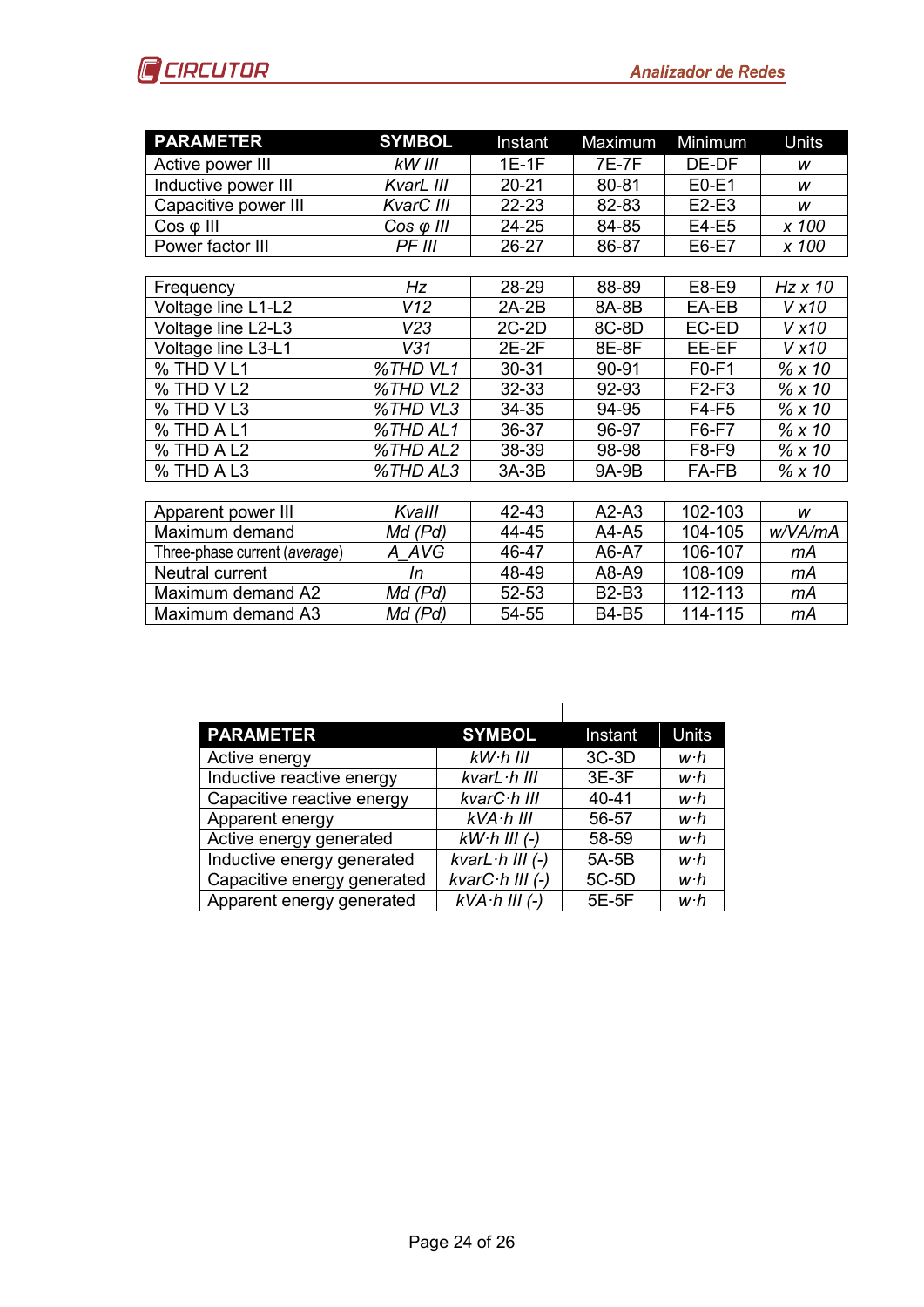| PARAMETER | SYMBOL | Instant | Maximum | Minimum | Units |
|---|---|---|---|---|---|
| Active power III | *kW III* | 1E-1F | 7E-7F | DE-DF | *w* |
| Inductive power III | *KvarL III* | 20-21 | 80-81 | E0-E1 | *w* |
| Capacitive power III | *KvarC III* | 22-23 | 82-83 | E2-E3 | *w* |
| Cos φ III | *Cos φ III* | 24-25 | 84-85 | E4-E5 | *x 100* |
| Power factor III | *PF III* | 26-27 | 86-87 | E6-E7 | *x 100* |
| | | | | | |
| Frequency | *Hz* | 28-29 | 88-89 | E8-E9 | *Hz x 10* |
| Voltage line L1-L2 | *V12* | 2A-2B | 8A-8B | EA-EB | *V x10* |
| Voltage line L2-L3 | *V23* | 2C-2D | 8C-8D | EC-ED | *V x10* |
| Voltage line L3-L1 | *V31* | 2E-2F | 8E-8F | EE-EF | *V x10* |
| % THD V L1 | *%THD VL1* | 30-31 | 90-91 | F0-F1 | *% x 10* |
| % THD V L2 | *%THD VL2* | 32-33 | 92-93 | F2-F3 | *% x 10* |
| % THD V L3 | *%THD VL3* | 34-35 | 94-95 | F4-F5 | *% x 10* |
| % THD A L1 | *%THD AL1* | 36-37 | 96-97 | F6-F7 | *% x 10* |
| % THD A L2 | *%THD AL2* | 38-39 | 98-98 | F8-F9 | *% x 10* |
| % THD A L3 | *%THD AL3* | 3A-3B | 9A-9B | FA-FB | *% x 10* |
| | | | | | |
| Apparent power III | *KvaIII* | 42-43 | A2-A3 | 102-103 | *w* |
| Maximum demand | *Md (Pd)* | 44-45 | A4-A5 | 104-105 | *w/VA/mA* |
| Three-phase current (*average*) | *A_AVG* | 46-47 | A6-A7 | 106-107 | *mA* |
| Neutral current | *In* | 48-49 | A8-A9 | 108-109 | *mA* |
| Maximum demand A2 | *Md (Pd)* | 52-53 | B2-B3 | 112-113 | *mA* |
| Maximum demand A3 | *Md (Pd)* | 54-55 | B4-B5 | 114-115 | *mA* |

| PARAMETER | SYMBOL | Instant | Units |
|---|---|---|---|
| Active energy | *kW·h III* | 3C-3D | *w·h* |
| Inductive reactive energy | *kvarL·h III* | 3E-3F | *w·h* |
| Capacitive reactive energy | *kvarC·h III* | 40-41 | *w·h* |
| Apparent energy | *kVA·h III* | 56-57 | *w·h* |
| Active energy generated | *kW·h III (-)* | 58-59 | *w·h* |
| Inductive energy generated | *kvarL·h III (-)* | 5A-5B | *w·h* |
| Capacitive energy generated | *kvarC·h III (-)* | 5C-5D | *w·h* |
| Apparent energy generated | *kVA·h III (-)* | 5E-5F | *w·h* |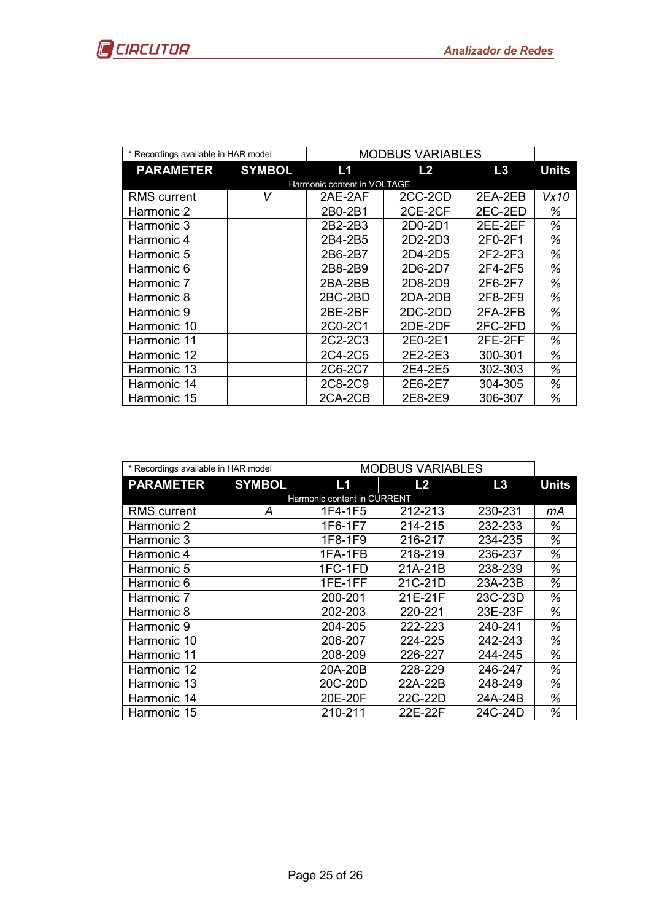| * Recordings available in HAR model | | MODBUS VARIABLES | | | |
|---|---|---|---|---|---|
| **PARAMETER** | **SYMBOL** | **L1** | **L2** | **L3** | **Units** |
| Harmonic content in VOLTAGE | | | | | |
| RMS current | *V* | 2AE-2AF | 2CC-2CD | 2EA-2EB | *Vx10* |
| Harmonic 2 | | 2B0-2B1 | 2CE-2CF | 2EC-2ED | % |
| Harmonic 3 | | 2B2-2B3 | 2D0-2D1 | 2EE-2EF | % |
| Harmonic 4 | | 2B4-2B5 | 2D2-2D3 | 2F0-2F1 | % |
| Harmonic 5 | | 2B6-2B7 | 2D4-2D5 | 2F2-2F3 | % |
| Harmonic 6 | | 2B8-2B9 | 2D6-2D7 | 2F4-2F5 | % |
| Harmonic 7 | | 2BA-2BB | 2D8-2D9 | 2F6-2F7 | % |
| Harmonic 8 | | 2BC-2BD | 2DA-2DB | 2F8-2F9 | % |
| Harmonic 9 | | 2BE-2BF | 2DC-2DD | 2FA-2FB | % |
| Harmonic 10 | | 2C0-2C1 | 2DE-2DF | 2FC-2FD | % |
| Harmonic 11 | | 2C2-2C3 | 2E0-2E1 | 2FE-2FF | % |
| Harmonic 12 | | 2C4-2C5 | 2E2-2E3 | 300-301 | % |
| Harmonic 13 | | 2C6-2C7 | 2E4-2E5 | 302-303 | % |
| Harmonic 14 | | 2C8-2C9 | 2E6-2E7 | 304-305 | % |
| Harmonic 15 | | 2CA-2CB | 2E8-2E9 | 306-307 | % |

| * Recordings available in HAR model | | MODBUS VARIABLES | | | |
|---|---|---|---|---|---|
| **PARAMETER** | **SYMBOL** | **L1** | **L2** | **L3** | **Units** |
| Harmonic content in CURRENT | | | | | |
| RMS current | *A* | 1F4-1F5 | 212-213 | 230-231 | *mA* |
| Harmonic 2 | | 1F6-1F7 | 214-215 | 232-233 | % |
| Harmonic 3 | | 1F8-1F9 | 216-217 | 234-235 | % |
| Harmonic 4 | | 1FA-1FB | 218-219 | 236-237 | % |
| Harmonic 5 | | 1FC-1FD | 21A-21B | 238-239 | % |
| Harmonic 6 | | 1FE-1FF | 21C-21D | 23A-23B | % |
| Harmonic 7 | | 200-201 | 21E-21F | 23C-23D | % |
| Harmonic 8 | | 202-203 | 220-221 | 23E-23F | % |
| Harmonic 9 | | 204-205 | 222-223 | 240-241 | % |
| Harmonic 10 | | 206-207 | 224-225 | 242-243 | % |
| Harmonic 11 | | 208-209 | 226-227 | 244-245 | % |
| Harmonic 12 | | 20A-20B | 228-229 | 246-247 | % |
| Harmonic 13 | | 20C-20D | 22A-22B | 248-249 | % |
| Harmonic 14 | | 20E-20F | 22C-22D | 24A-24B | % |
| Harmonic 15 | | 210-211 | 22E-22F | 24C-24D | % |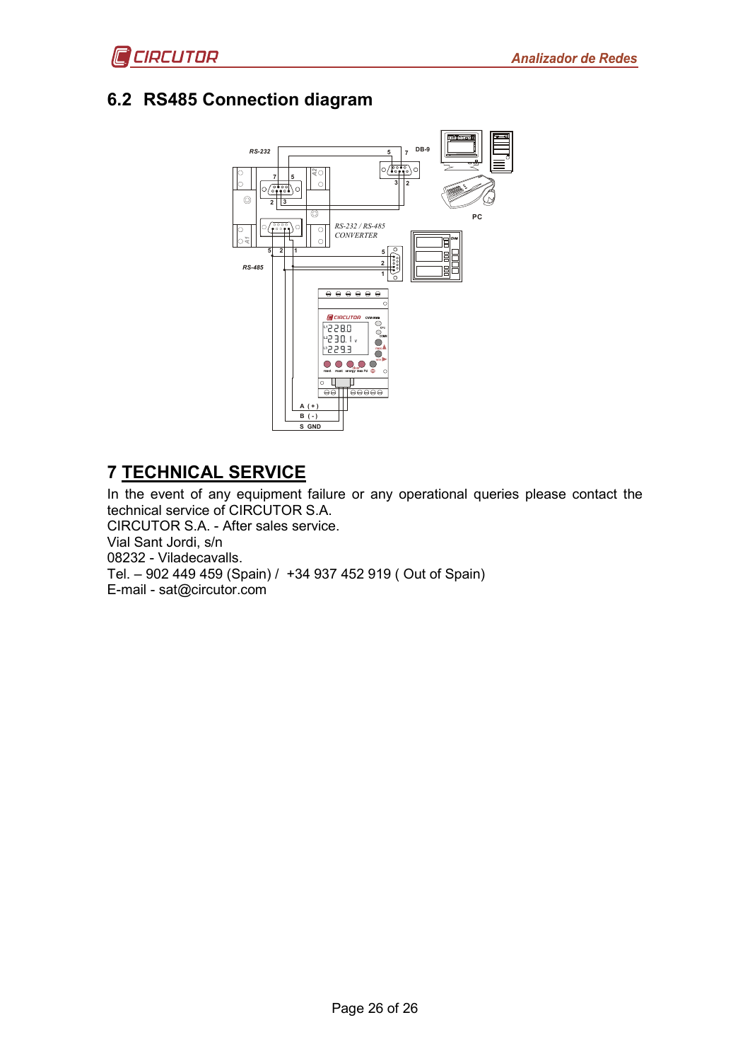## 6.2 RS485 Connection diagram

RS-232
5
7
DB-9
7
5
A2
3
2
2
3
PC
RS-232 / RS-485
CONVERTER
A1
5
2
1
5
RS-485
2
1
A ( + )
B ( - )
S GND

# 7 TECHNICAL SERVICE

In the event of any equipment failure or any operational queries please contact the technical service of CIRCUTOR S.A.
CIRCUTOR S.A. - After sales service.
Vial Sant Jordi, s/n
08232 - Viladecavalls.
Tel. – 902 449 459 (Spain) / +34 937 452 919 ( Out of Spain)
E-mail - sat@circutor.com